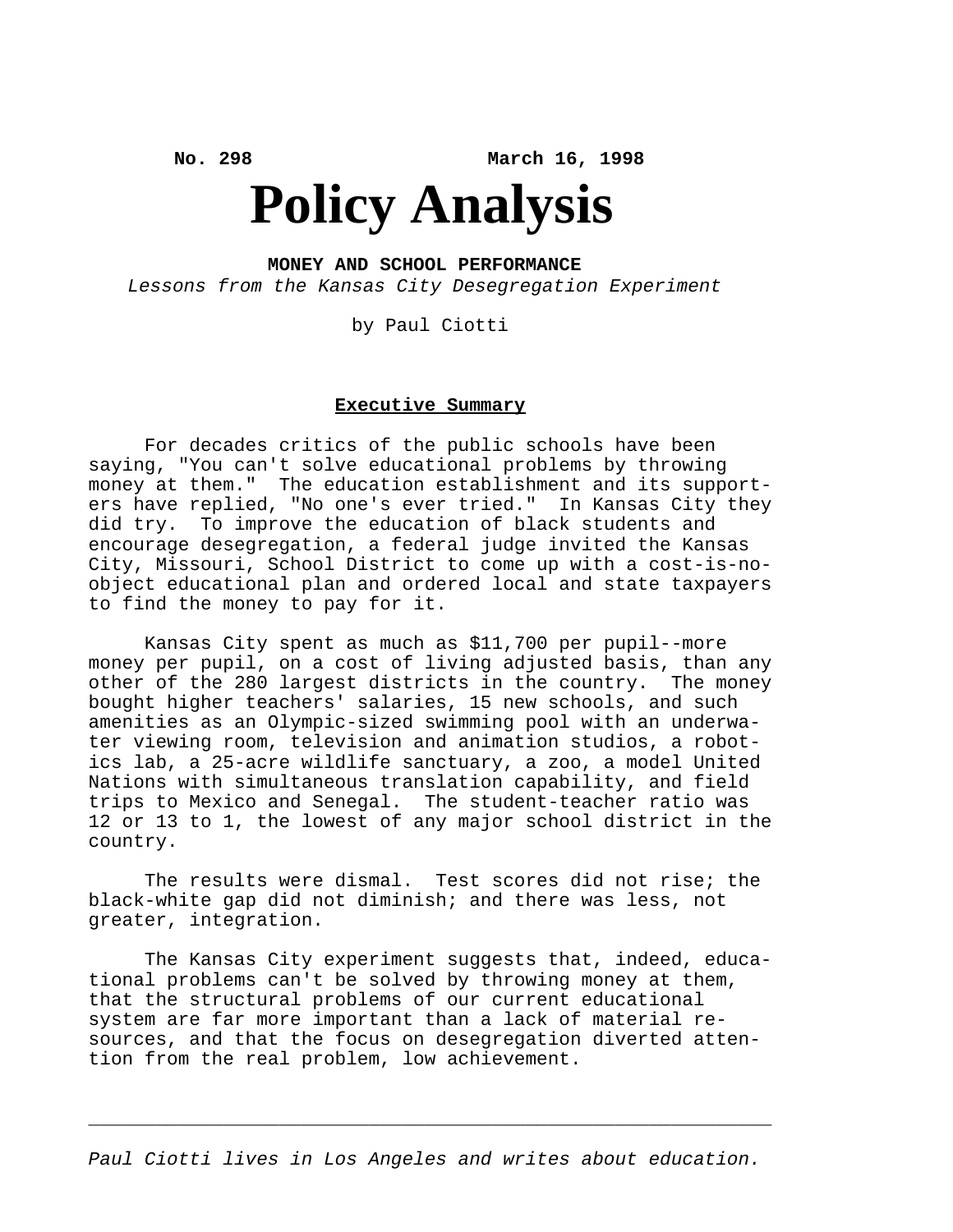No. 298 March 16, 1998

# Policy Analysis

## MONEY AND SCHOOL PERFORMANCE

*Lessons from the Kansas City Desegregation Experiment*

by Paul Ciotti

### Executive Summary

For decades critics of the public schools have been saying, "You can't solve educational problems by throwing money at them." The education establishment and its supporters have replied, "No one's ever tried." In Kansas City they did try. To improve the education of black students and encourage desegregation, a federal judge invited the Kansas City, Missouri, School District to come up with a cost-is-no-object educational plan and ordered local and state taxpayers to find the money to pay for it.

Kansas City spent as much as $11,700 per pupil--more money per pupil, on a cost of living adjusted basis, than any other of the 280 largest districts in the country. The money bought higher teachers' salaries, 15 new schools, and such amenities as an Olympic-sized swimming pool with an underwater viewing room, television and animation studios, a robotics lab, a 25-acre wildlife sanctuary, a zoo, a model United Nations with simultaneous translation capability, and field trips to Mexico and Senegal. The student-teacher ratio was 12 or 13 to 1, the lowest of any major school district in the country.

The results were dismal. Test scores did not rise; the black-white gap did not diminish; and there was less, not greater, integration.

The Kansas City experiment suggests that, indeed, educational problems can't be solved by throwing money at them, that the structural problems of our current educational system are far more important than a lack of material resources, and that the focus on desegregation diverted attention from the real problem, low achievement.

---

*Paul Ciotti lives in Los Angeles and writes about education.*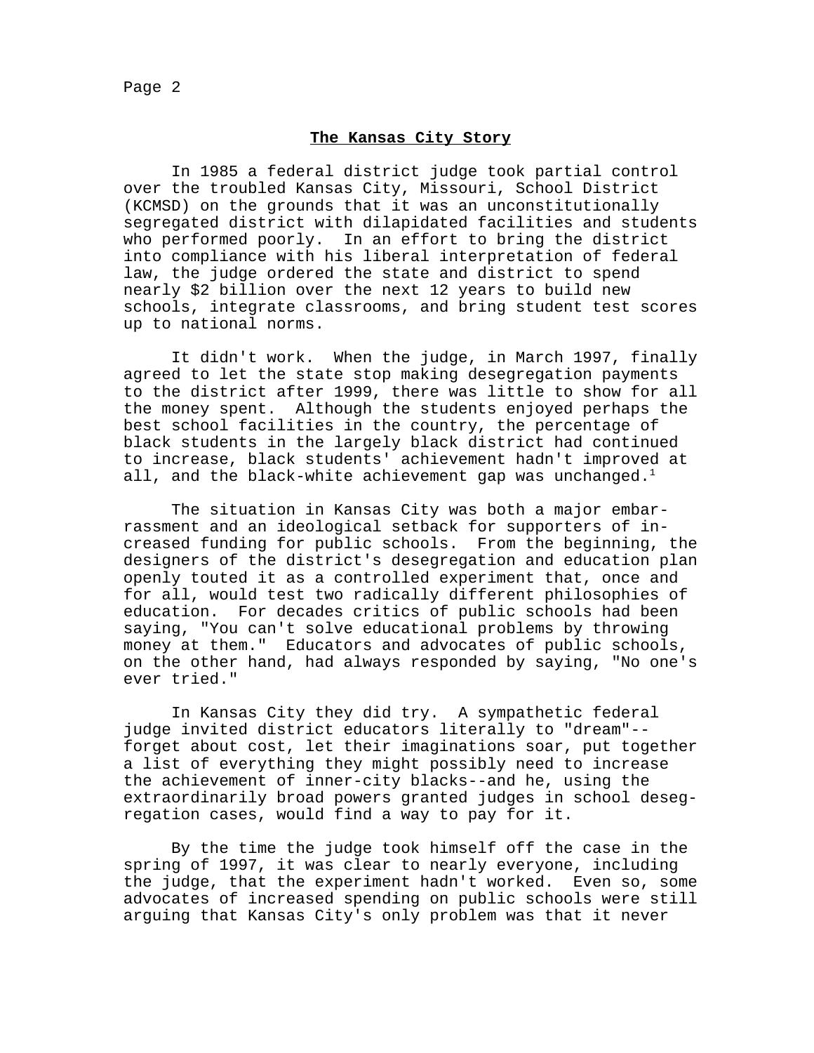## The Kansas City Story

In 1985 a federal district judge took partial control over the troubled Kansas City, Missouri, School District (KCMSD) on the grounds that it was an unconstitutionally segregated district with dilapidated facilities and students who performed poorly. In an effort to bring the district into compliance with his liberal interpretation of federal law, the judge ordered the state and district to spend nearly $2 billion over the next 12 years to build new schools, integrate classrooms, and bring student test scores up to national norms.

It didn't work. When the judge, in March 1997, finally agreed to let the state stop making desegregation payments to the district after 1999, there was little to show for all the money spent. Although the students enjoyed perhaps the best school facilities in the country, the percentage of black students in the largely black district had continued to increase, black students' achievement hadn't improved at all, and the black-white achievement gap was unchanged.[1]

The situation in Kansas City was both a major embarrassment and an ideological setback for supporters of increased funding for public schools. From the beginning, the designers of the district's desegregation and education plan openly touted it as a controlled experiment that, once and for all, would test two radically different philosophies of education. For decades critics of public schools had been saying, "You can't solve educational problems by throwing money at them." Educators and advocates of public schools, on the other hand, had always responded by saying, "No one's ever tried."

In Kansas City they did try. A sympathetic federal judge invited district educators literally to "dream"--forget about cost, let their imaginations soar, put together a list of everything they might possibly need to increase the achievement of inner-city blacks--and he, using the extraordinarily broad powers granted judges in school desegregation cases, would find a way to pay for it.

By the time the judge took himself off the case in the spring of 1997, it was clear to nearly everyone, including the judge, that the experiment hadn't worked. Even so, some advocates of increased spending on public schools were still arguing that Kansas City's only problem was that it never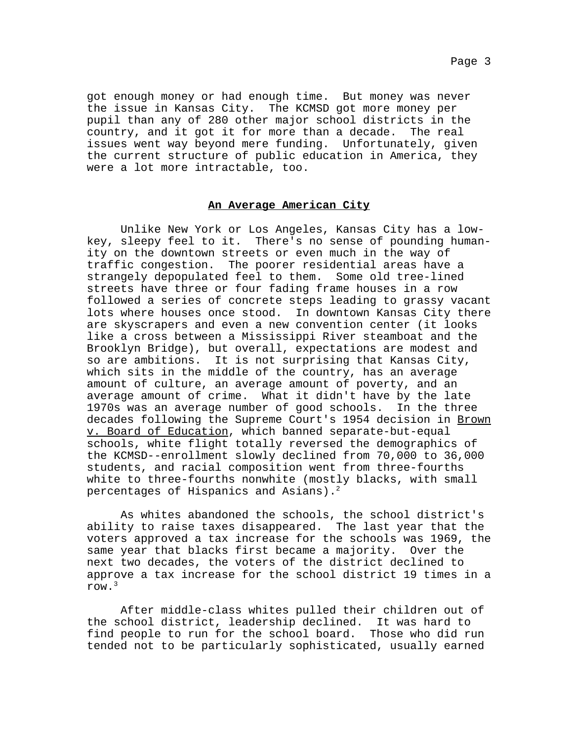got enough money or had enough time. But money was never the issue in Kansas City. The KCMSD got more money per pupil than any of 280 other major school districts in the country, and it got it for more than a decade. The real issues went way beyond mere funding. Unfortunately, given the current structure of public education in America, they were a lot more intractable, too.

## An Average American City

Unlike New York or Los Angeles, Kansas City has a low-key, sleepy feel to it. There's no sense of pounding humanity on the downtown streets or even much in the way of traffic congestion. The poorer residential areas have a strangely depopulated feel to them. Some old tree-lined streets have three or four fading frame houses in a row followed a series of concrete steps leading to grassy vacant lots where houses once stood. In downtown Kansas City there are skyscrapers and even a new convention center (it looks like a cross between a Mississippi River steamboat and the Brooklyn Bridge), but overall, expectations are modest and so are ambitions. It is not surprising that Kansas City, which sits in the middle of the country, has an average amount of culture, an average amount of poverty, and an average amount of crime. What it didn't have by the late 1970s was an average number of good schools. In the three decades following the Supreme Court's 1954 decision in Brown v. Board of Education, which banned separate-but-equal schools, white flight totally reversed the demographics of the KCMSD--enrollment slowly declined from 70,000 to 36,000 students, and racial composition went from three-fourths white to three-fourths nonwhite (mostly blacks, with small percentages of Hispanics and Asians).[2]

As whites abandoned the schools, the school district's ability to raise taxes disappeared. The last year that the voters approved a tax increase for the schools was 1969, the same year that blacks first became a majority. Over the next two decades, the voters of the district declined to approve a tax increase for the school district 19 times in a row.[3]

After middle-class whites pulled their children out of the school district, leadership declined. It was hard to find people to run for the school board. Those who did run tended not to be particularly sophisticated, usually earned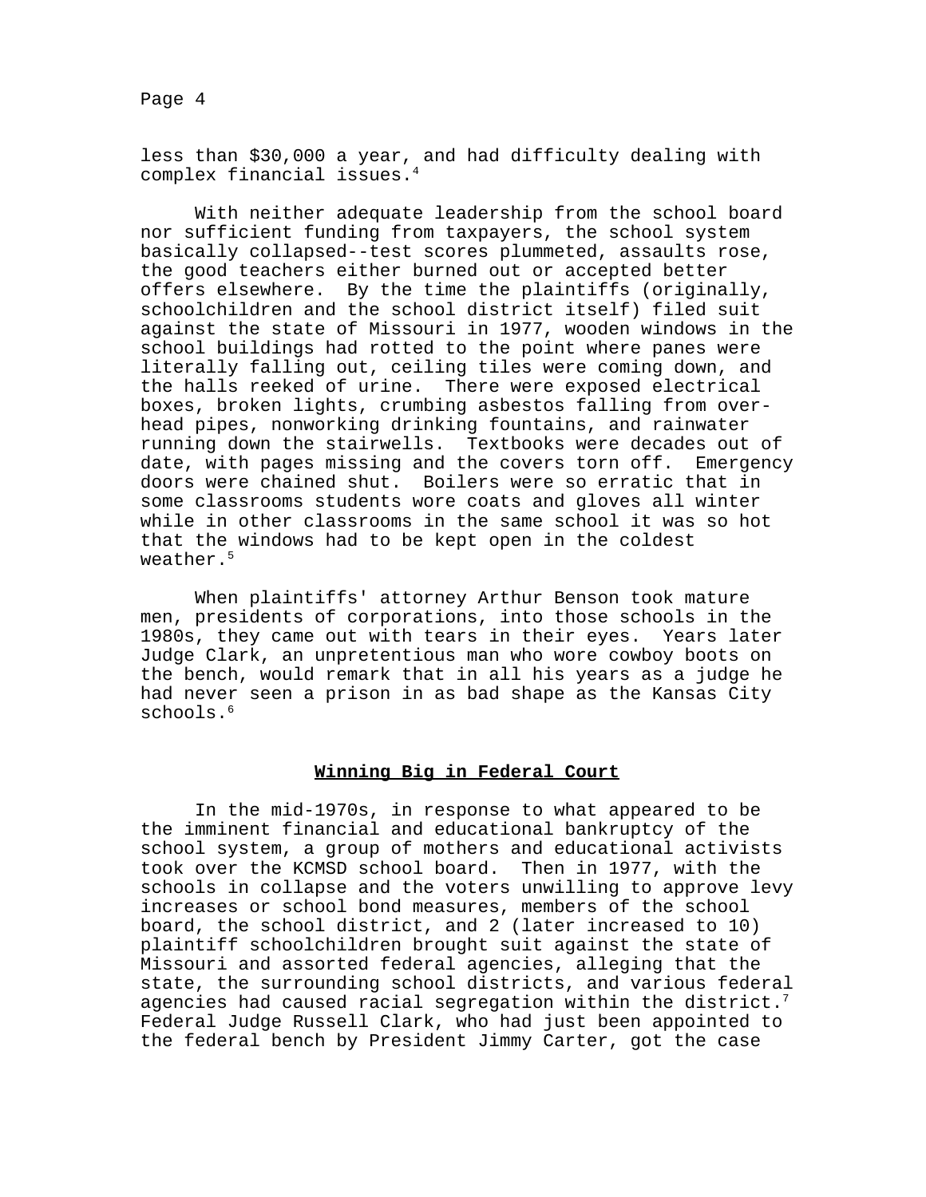less than $30,000 a year, and had difficulty dealing with complex financial issues.[4]

With neither adequate leadership from the school board nor sufficient funding from taxpayers, the school system basically collapsed--test scores plummeted, assaults rose, the good teachers either burned out or accepted better offers elsewhere. By the time the plaintiffs (originally, schoolchildren and the school district itself) filed suit against the state of Missouri in 1977, wooden windows in the school buildings had rotted to the point where panes were literally falling out, ceiling tiles were coming down, and the halls reeked of urine. There were exposed electrical boxes, broken lights, crumbing asbestos falling from overhead pipes, nonworking drinking fountains, and rainwater running down the stairwells. Textbooks were decades out of date, with pages missing and the covers torn off. Emergency doors were chained shut. Boilers were so erratic that in some classrooms students wore coats and gloves all winter while in other classrooms in the same school it was so hot that the windows had to be kept open in the coldest weather.[5]

When plaintiffs' attorney Arthur Benson took mature men, presidents of corporations, into those schools in the 1980s, they came out with tears in their eyes. Years later Judge Clark, an unpretentious man who wore cowboy boots on the bench, would remark that in all his years as a judge he had never seen a prison in as bad shape as the Kansas City schools.[6]

## **Winning Big in Federal Court**

In the mid-1970s, in response to what appeared to be the imminent financial and educational bankruptcy of the school system, a group of mothers and educational activists took over the KCMSD school board. Then in 1977, with the schools in collapse and the voters unwilling to approve levy increases or school bond measures, members of the school board, the school district, and 2 (later increased to 10) plaintiff schoolchildren brought suit against the state of Missouri and assorted federal agencies, alleging that the state, the surrounding school districts, and various federal agencies had caused racial segregation within the district.[7] Federal Judge Russell Clark, who had just been appointed to the federal bench by President Jimmy Carter, got the case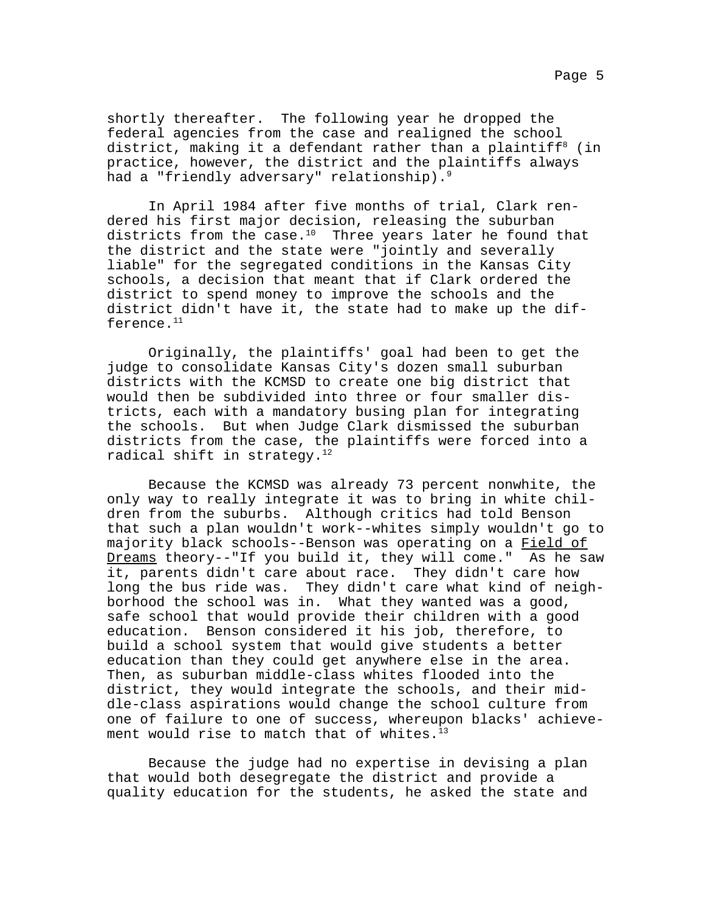shortly thereafter. The following year he dropped the federal agencies from the case and realigned the school district, making it a defendant rather than a plaintiff[8] (in practice, however, the district and the plaintiffs always had a "friendly adversary" relationship).[9]

In April 1984 after five months of trial, Clark rendered his first major decision, releasing the suburban districts from the case.[10] Three years later he found that the district and the state were "jointly and severally liable" for the segregated conditions in the Kansas City schools, a decision that meant that if Clark ordered the district to spend money to improve the schools and the district didn't have it, the state had to make up the difference.[11]

Originally, the plaintiffs' goal had been to get the judge to consolidate Kansas City's dozen small suburban districts with the KCMSD to create one big district that would then be subdivided into three or four smaller districts, each with a mandatory busing plan for integrating the schools. But when Judge Clark dismissed the suburban districts from the case, the plaintiffs were forced into a radical shift in strategy.[12]

Because the KCMSD was already 73 percent nonwhite, the only way to really integrate it was to bring in white children from the suburbs. Although critics had told Benson that such a plan wouldn't work--whites simply wouldn't go to majority black schools--Benson was operating on a Field of Dreams theory--"If you build it, they will come." As he saw it, parents didn't care about race. They didn't care how long the bus ride was. They didn't care what kind of neighborhood the school was in. What they wanted was a good, safe school that would provide their children with a good education. Benson considered it his job, therefore, to build a school system that would give students a better education than they could get anywhere else in the area. Then, as suburban middle-class whites flooded into the district, they would integrate the schools, and their middle-class aspirations would change the school culture from one of failure to one of success, whereupon blacks' achievement would rise to match that of whites.[13]

Because the judge had no expertise in devising a plan that would both desegregate the district and provide a quality education for the students, he asked the state and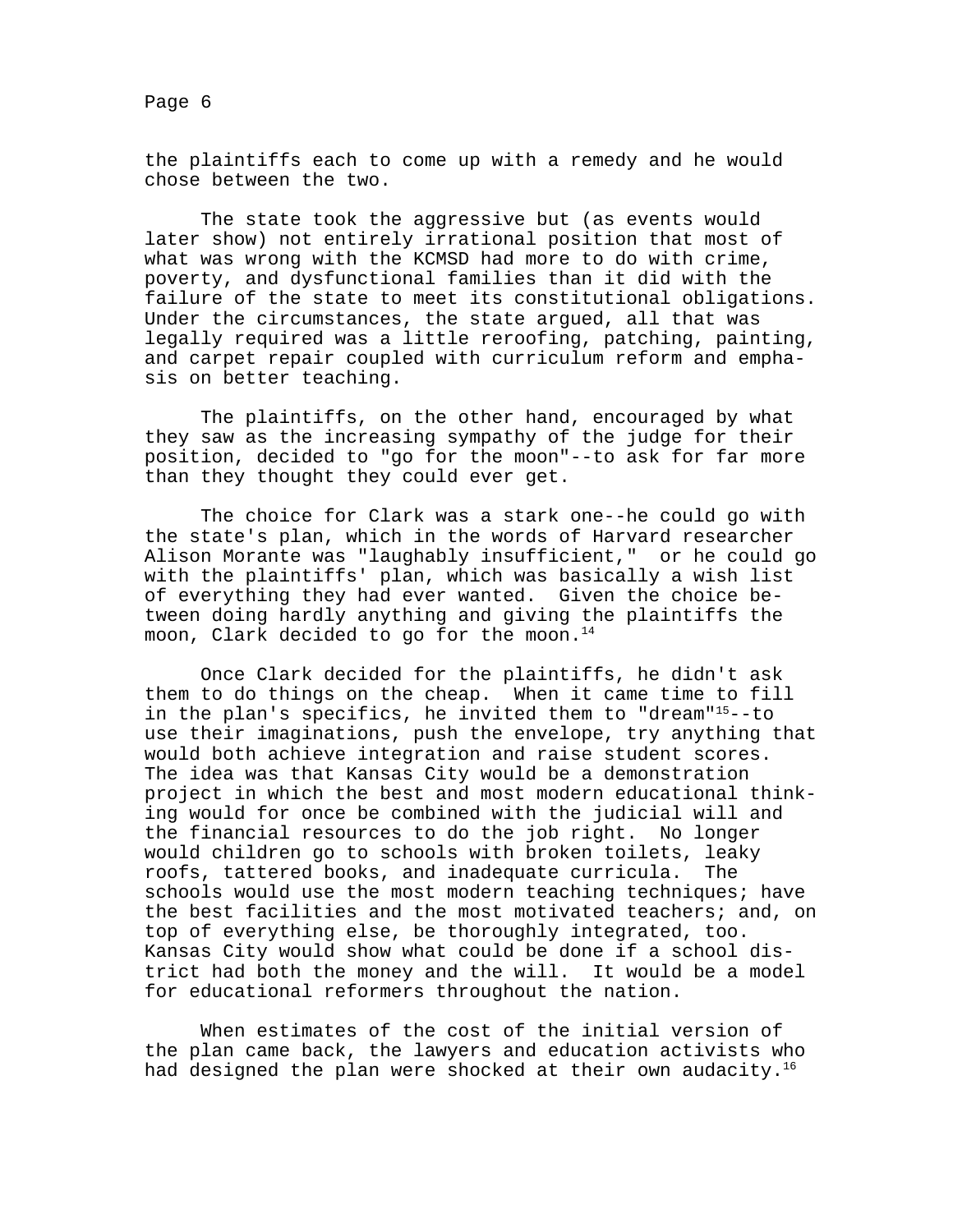the plaintiffs each to come up with a remedy and he would chose between the two.

The state took the aggressive but (as events would later show) not entirely irrational position that most of what was wrong with the KCMSD had more to do with crime, poverty, and dysfunctional families than it did with the failure of the state to meet its constitutional obligations. Under the circumstances, the state argued, all that was legally required was a little reroofing, patching, painting, and carpet repair coupled with curriculum reform and emphasis on better teaching.

The plaintiffs, on the other hand, encouraged by what they saw as the increasing sympathy of the judge for their position, decided to "go for the moon"--to ask for far more than they thought they could ever get.

The choice for Clark was a stark one--he could go with the state's plan, which in the words of Harvard researcher Alison Morante was "laughably insufficient," or he could go with the plaintiffs' plan, which was basically a wish list of everything they had ever wanted. Given the choice between doing hardly anything and giving the plaintiffs the moon, Clark decided to go for the moon.[14]

Once Clark decided for the plaintiffs, he didn't ask them to do things on the cheap. When it came time to fill in the plan's specifics, he invited them to "dream"[15]--to use their imaginations, push the envelope, try anything that would both achieve integration and raise student scores. The idea was that Kansas City would be a demonstration project in which the best and most modern educational thinking would for once be combined with the judicial will and the financial resources to do the job right. No longer would children go to schools with broken toilets, leaky roofs, tattered books, and inadequate curricula. The schools would use the most modern teaching techniques; have the best facilities and the most motivated teachers; and, on top of everything else, be thoroughly integrated, too. Kansas City would show what could be done if a school district had both the money and the will. It would be a model for educational reformers throughout the nation.

When estimates of the cost of the initial version of the plan came back, the lawyers and education activists who had designed the plan were shocked at their own audacity.[16]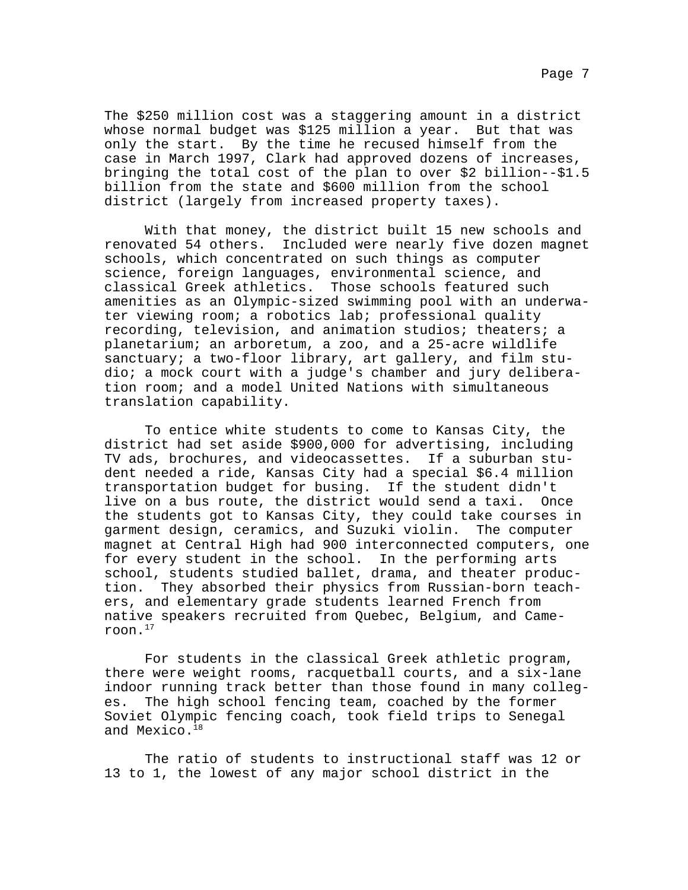The $250 million cost was a staggering amount in a district whose normal budget was $125 million a year. But that was only the start. By the time he recused himself from the case in March 1997, Clark had approved dozens of increases, bringing the total cost of the plan to over $2 billion--$1.5 billion from the state and $600 million from the school district (largely from increased property taxes).

With that money, the district built 15 new schools and renovated 54 others. Included were nearly five dozen magnet schools, which concentrated on such things as computer science, foreign languages, environmental science, and classical Greek athletics. Those schools featured such amenities as an Olympic-sized swimming pool with an underwater viewing room; a robotics lab; professional quality recording, television, and animation studios; theaters; a planetarium; an arboretum, a zoo, and a 25-acre wildlife sanctuary; a two-floor library, art gallery, and film studio; a mock court with a judge's chamber and jury deliberation room; and a model United Nations with simultaneous translation capability.

To entice white students to come to Kansas City, the district had set aside $900,000 for advertising, including TV ads, brochures, and videocassettes. If a suburban student needed a ride, Kansas City had a special $6.4 million transportation budget for busing. If the student didn't live on a bus route, the district would send a taxi. Once the students got to Kansas City, they could take courses in garment design, ceramics, and Suzuki violin. The computer magnet at Central High had 900 interconnected computers, one for every student in the school. In the performing arts school, students studied ballet, drama, and theater production. They absorbed their physics from Russian-born teachers, and elementary grade students learned French from native speakers recruited from Quebec, Belgium, and Cameroon.[17]

For students in the classical Greek athletic program, there were weight rooms, racquetball courts, and a six-lane indoor running track better than those found in many colleges. The high school fencing team, coached by the former Soviet Olympic fencing coach, took field trips to Senegal and Mexico.[18]

The ratio of students to instructional staff was 12 or 13 to 1, the lowest of any major school district in the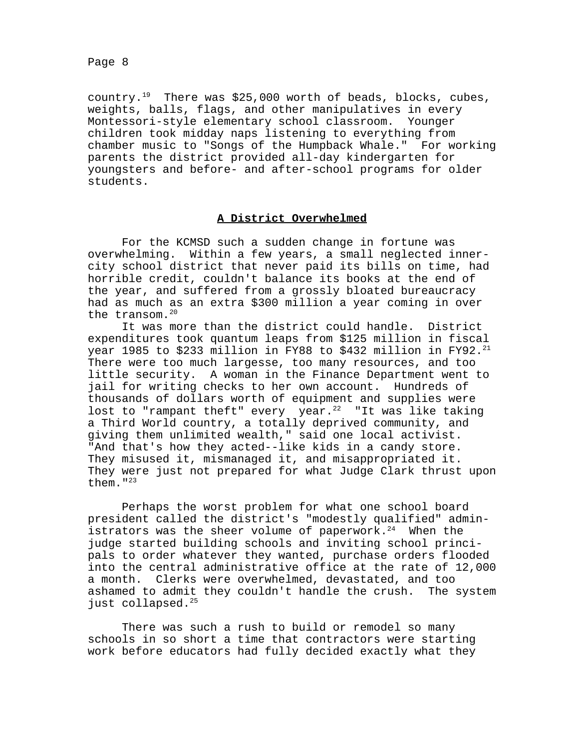country.[19] There was $25,000 worth of beads, blocks, cubes, weights, balls, flags, and other manipulatives in every Montessori-style elementary school classroom. Younger children took midday naps listening to everything from chamber music to "Songs of the Humpback Whale." For working parents the district provided all-day kindergarten for youngsters and before- and after-school programs for older students.

## A District Overwhelmed

For the KCMSD such a sudden change in fortune was overwhelming. Within a few years, a small neglected inner-city school district that never paid its bills on time, had horrible credit, couldn't balance its books at the end of the year, and suffered from a grossly bloated bureaucracy had as much as an extra $300 million a year coming in over the transom.[20]

It was more than the district could handle. District expenditures took quantum leaps from $125 million in fiscal year 1985 to $233 million in FY88 to $432 million in FY92.[21] There were too much largesse, too many resources, and too little security. A woman in the Finance Department went to jail for writing checks to her own account. Hundreds of thousands of dollars worth of equipment and supplies were lost to "rampant theft" every year.[22] "It was like taking a Third World country, a totally deprived community, and giving them unlimited wealth," said one local activist. "And that's how they acted--like kids in a candy store. They misused it, mismanaged it, and misappropriated it. They were just not prepared for what Judge Clark thrust upon them."[23]

Perhaps the worst problem for what one school board president called the district's "modestly qualified" administrators was the sheer volume of paperwork.[24] When the judge started building schools and inviting school principals to order whatever they wanted, purchase orders flooded into the central administrative office at the rate of 12,000 a month. Clerks were overwhelmed, devastated, and too ashamed to admit they couldn't handle the crush. The system just collapsed.[25]

There was such a rush to build or remodel so many schools in so short a time that contractors were starting work before educators had fully decided exactly what they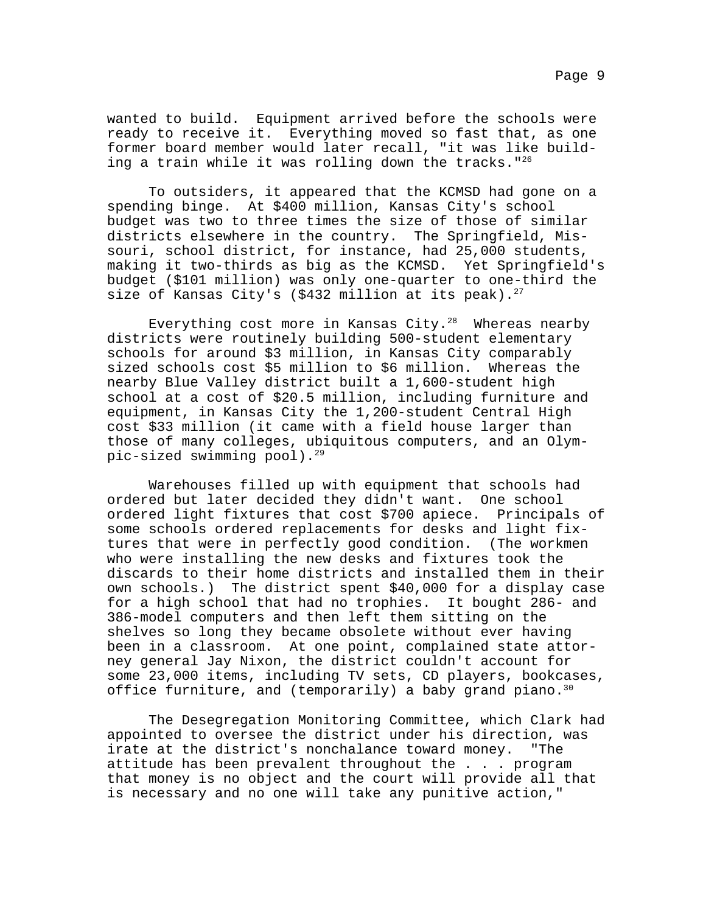wanted to build. Equipment arrived before the schools were ready to receive it. Everything moved so fast that, as one former board member would later recall, "it was like building a train while it was rolling down the tracks."[26]

To outsiders, it appeared that the KCMSD had gone on a spending binge. At $400 million, Kansas City's school budget was two to three times the size of those of similar districts elsewhere in the country. The Springfield, Missouri, school district, for instance, had 25,000 students, making it two-thirds as big as the KCMSD. Yet Springfield's budget ($101 million) was only one-quarter to one-third the size of Kansas City's ($432 million at its peak).[27]

Everything cost more in Kansas City.[28] Whereas nearby districts were routinely building 500-student elementary schools for around $3 million, in Kansas City comparably sized schools cost $5 million to $6 million. Whereas the nearby Blue Valley district built a 1,600-student high school at a cost of $20.5 million, including furniture and equipment, in Kansas City the 1,200-student Central High cost $33 million (it came with a field house larger than those of many colleges, ubiquitous computers, and an Olympic-sized swimming pool).[29]

Warehouses filled up with equipment that schools had ordered but later decided they didn't want. One school ordered light fixtures that cost $700 apiece. Principals of some schools ordered replacements for desks and light fixtures that were in perfectly good condition. (The workmen who were installing the new desks and fixtures took the discards to their home districts and installed them in their own schools.) The district spent $40,000 for a display case for a high school that had no trophies. It bought 286- and 386-model computers and then left them sitting on the shelves so long they became obsolete without ever having been in a classroom. At one point, complained state attorney general Jay Nixon, the district couldn't account for some 23,000 items, including TV sets, CD players, bookcases, office furniture, and (temporarily) a baby grand piano.[30]

The Desegregation Monitoring Committee, which Clark had appointed to oversee the district under his direction, was irate at the district's nonchalance toward money. "The attitude has been prevalent throughout the . . . program that money is no object and the court will provide all that is necessary and no one will take any punitive action,"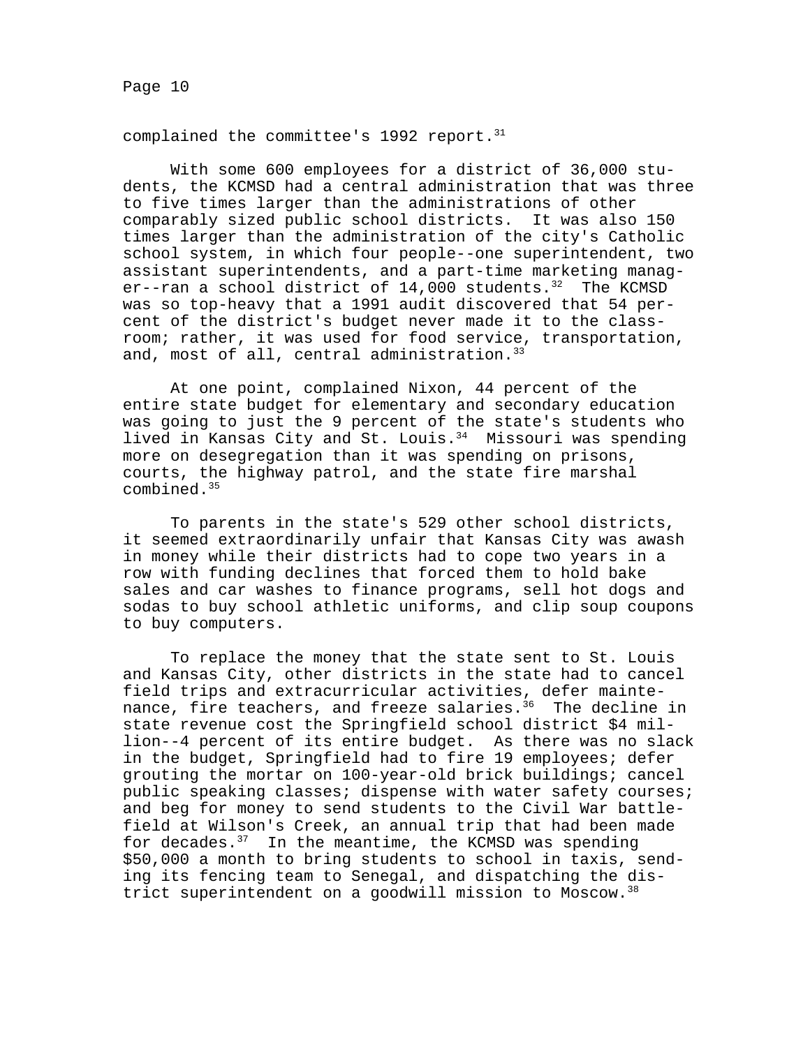complained the committee's 1992 report.[31]

With some 600 employees for a district of 36,000 students, the KCMSD had a central administration that was three to five times larger than the administrations of other comparably sized public school districts. It was also 150 times larger than the administration of the city's Catholic school system, in which four people--one superintendent, two assistant superintendents, and a part-time marketing manager--ran a school district of 14,000 students.[32] The KCMSD was so top-heavy that a 1991 audit discovered that 54 percent of the district's budget never made it to the classroom; rather, it was used for food service, transportation, and, most of all, central administration.[33]

At one point, complained Nixon, 44 percent of the entire state budget for elementary and secondary education was going to just the 9 percent of the state's students who lived in Kansas City and St. Louis.[34] Missouri was spending more on desegregation than it was spending on prisons, courts, the highway patrol, and the state fire marshal combined.[35]

To parents in the state's 529 other school districts, it seemed extraordinarily unfair that Kansas City was awash in money while their districts had to cope two years in a row with funding declines that forced them to hold bake sales and car washes to finance programs, sell hot dogs and sodas to buy school athletic uniforms, and clip soup coupons to buy computers.

To replace the money that the state sent to St. Louis and Kansas City, other districts in the state had to cancel field trips and extracurricular activities, defer maintenance, fire teachers, and freeze salaries.[36] The decline in state revenue cost the Springfield school district $4 million--4 percent of its entire budget. As there was no slack in the budget, Springfield had to fire 19 employees; defer grouting the mortar on 100-year-old brick buildings; cancel public speaking classes; dispense with water safety courses; and beg for money to send students to the Civil War battlefield at Wilson's Creek, an annual trip that had been made for decades.[37] In the meantime, the KCMSD was spending $50,000 a month to bring students to school in taxis, sending its fencing team to Senegal, and dispatching the district superintendent on a goodwill mission to Moscow.[38]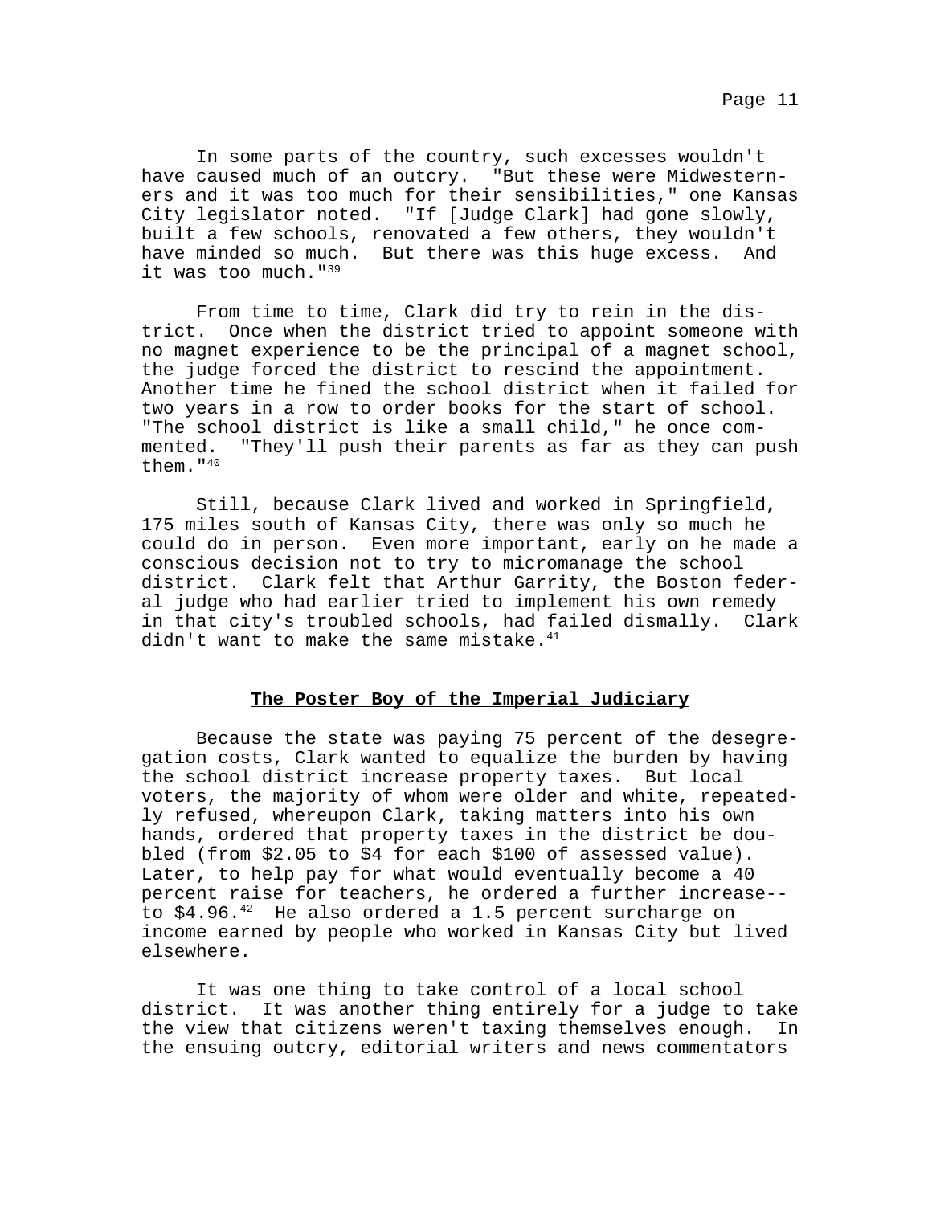In some parts of the country, such excesses wouldn't have caused much of an outcry. "But these were Midwesterners and it was too much for their sensibilities," one Kansas City legislator noted. "If [Judge Clark] had gone slowly, built a few schools, renovated a few others, they wouldn't have minded so much. But there was this huge excess. And it was too much."[39]

From time to time, Clark did try to rein in the district. Once when the district tried to appoint someone with no magnet experience to be the principal of a magnet school, the judge forced the district to rescind the appointment. Another time he fined the school district when it failed for two years in a row to order books for the start of school. "The school district is like a small child," he once commented. "They'll push their parents as far as they can push them."[40]

Still, because Clark lived and worked in Springfield, 175 miles south of Kansas City, there was only so much he could do in person. Even more important, early on he made a conscious decision not to try to micromanage the school district. Clark felt that Arthur Garrity, the Boston federal judge who had earlier tried to implement his own remedy in that city's troubled schools, had failed dismally. Clark didn't want to make the same mistake.[41]

## **The Poster Boy of the Imperial Judiciary**

Because the state was paying 75 percent of the desegregation costs, Clark wanted to equalize the burden by having the school district increase property taxes. But local voters, the majority of whom were older and white, repeatedly refused, whereupon Clark, taking matters into his own hands, ordered that property taxes in the district be doubled (from $2.05 to $4 for each $100 of assessed value). Later, to help pay for what would eventually become a 40 percent raise for teachers, he ordered a further increase--to $4.96.[42] He also ordered a 1.5 percent surcharge on income earned by people who worked in Kansas City but lived elsewhere.

It was one thing to take control of a local school district. It was another thing entirely for a judge to take the view that citizens weren't taxing themselves enough. In the ensuing outcry, editorial writers and news commentators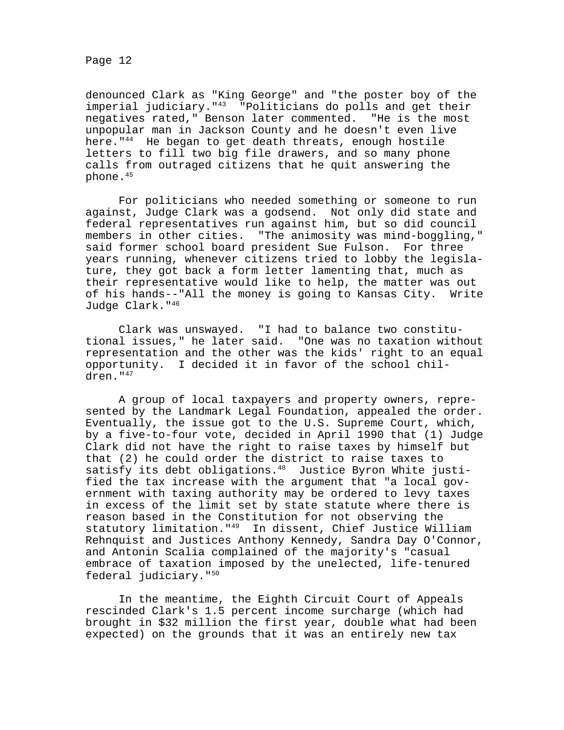denounced Clark as "King George" and "the poster boy of the imperial judiciary."[43] "Politicians do polls and get their negatives rated," Benson later commented. "He is the most unpopular man in Jackson County and he doesn't even live here."[44] He began to get death threats, enough hostile letters to fill two big file drawers, and so many phone calls from outraged citizens that he quit answering the phone.[45]

For politicians who needed something or someone to run against, Judge Clark was a godsend. Not only did state and federal representatives run against him, but so did council members in other cities. "The animosity was mind-boggling," said former school board president Sue Fulson. For three years running, whenever citizens tried to lobby the legislature, they got back a form letter lamenting that, much as their representative would like to help, the matter was out of his hands--"All the money is going to Kansas City. Write Judge Clark."[46]

Clark was unswayed. "I had to balance two constitutional issues," he later said. "One was no taxation without representation and the other was the kids' right to an equal opportunity. I decided it in favor of the school children."[47]

A group of local taxpayers and property owners, represented by the Landmark Legal Foundation, appealed the order. Eventually, the issue got to the U.S. Supreme Court, which, by a five-to-four vote, decided in April 1990 that (1) Judge Clark did not have the right to raise taxes by himself but that (2) he could order the district to raise taxes to satisfy its debt obligations.[48] Justice Byron White justified the tax increase with the argument that "a local government with taxing authority may be ordered to levy taxes in excess of the limit set by state statute where there is reason based in the Constitution for not observing the statutory limitation."[49] In dissent, Chief Justice William Rehnquist and Justices Anthony Kennedy, Sandra Day O'Connor, and Antonin Scalia complained of the majority's "casual embrace of taxation imposed by the unelected, life-tenured federal judiciary."[50]

In the meantime, the Eighth Circuit Court of Appeals rescinded Clark's 1.5 percent income surcharge (which had brought in $32 million the first year, double what had been expected) on the grounds that it was an entirely new tax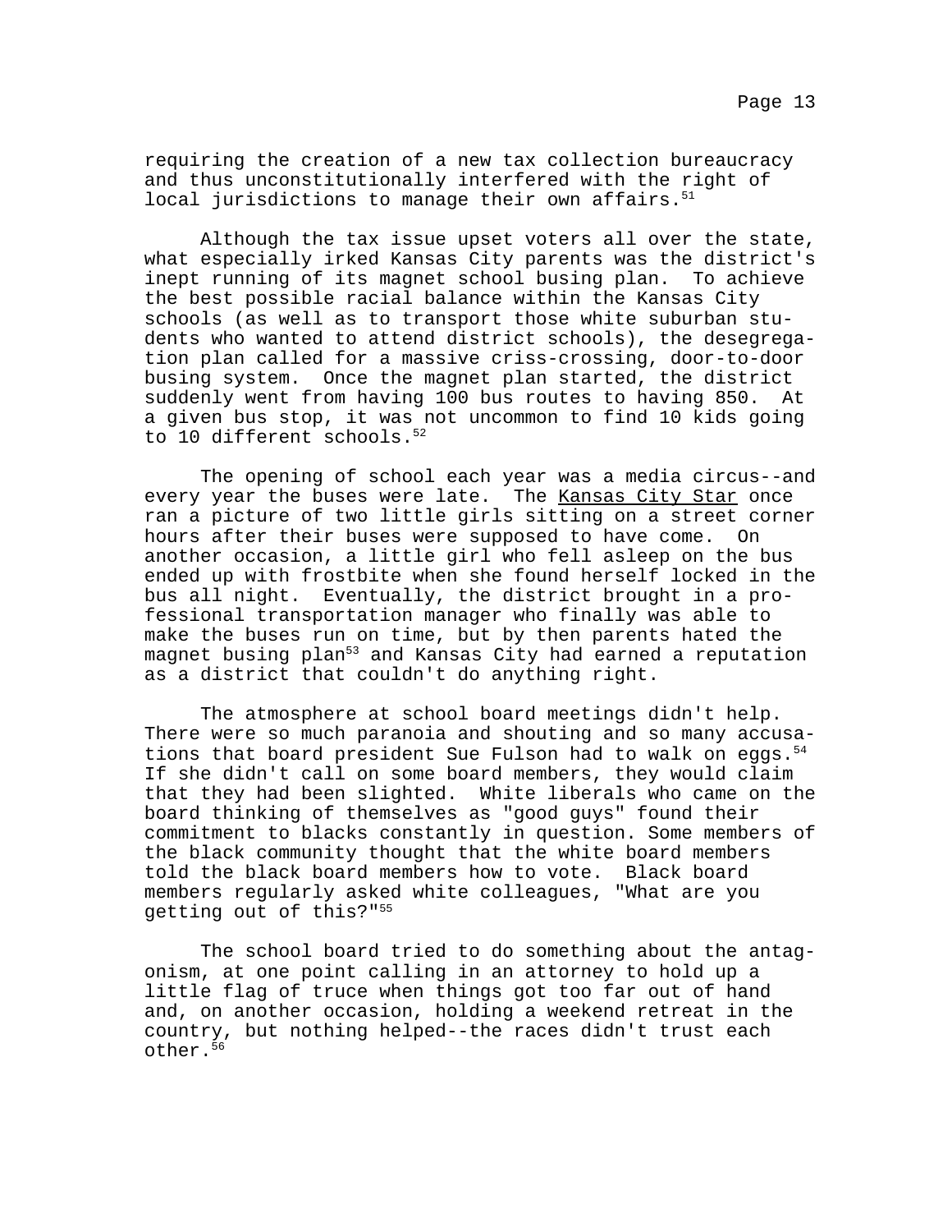requiring the creation of a new tax collection bureaucracy and thus unconstitutionally interfered with the right of local jurisdictions to manage their own affairs.[51]

Although the tax issue upset voters all over the state, what especially irked Kansas City parents was the district's inept running of its magnet school busing plan. To achieve the best possible racial balance within the Kansas City schools (as well as to transport those white suburban students who wanted to attend district schools), the desegregation plan called for a massive criss-crossing, door-to-door busing system. Once the magnet plan started, the district suddenly went from having 100 bus routes to having 850. At a given bus stop, it was not uncommon to find 10 kids going to 10 different schools.[52]

The opening of school each year was a media circus--and every year the buses were late. The Kansas City Star once ran a picture of two little girls sitting on a street corner hours after their buses were supposed to have come. On another occasion, a little girl who fell asleep on the bus ended up with frostbite when she found herself locked in the bus all night. Eventually, the district brought in a professional transportation manager who finally was able to make the buses run on time, but by then parents hated the magnet busing plan[53] and Kansas City had earned a reputation as a district that couldn't do anything right.

The atmosphere at school board meetings didn't help. There were so much paranoia and shouting and so many accusations that board president Sue Fulson had to walk on eggs.[54] If she didn't call on some board members, they would claim that they had been slighted. White liberals who came on the board thinking of themselves as "good guys" found their commitment to blacks constantly in question. Some members of the black community thought that the white board members told the black board members how to vote. Black board members regularly asked white colleagues, "What are you getting out of this?"[55]

The school board tried to do something about the antagonism, at one point calling in an attorney to hold up a little flag of truce when things got too far out of hand and, on another occasion, holding a weekend retreat in the country, but nothing helped--the races didn't trust each other.[56]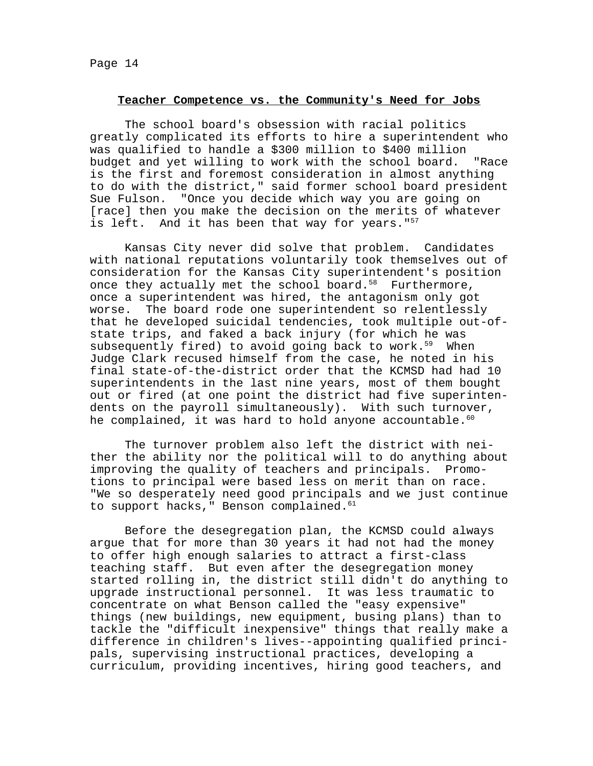## Teacher Competence vs. the Community's Need for Jobs

The school board's obsession with racial politics greatly complicated its efforts to hire a superintendent who was qualified to handle a $300 million to $400 million budget and yet willing to work with the school board. "Race is the first and foremost consideration in almost anything to do with the district," said former school board president Sue Fulson. "Once you decide which way you are going on [race] then you make the decision on the merits of whatever is left. And it has been that way for years."[57]

Kansas City never did solve that problem. Candidates with national reputations voluntarily took themselves out of consideration for the Kansas City superintendent's position once they actually met the school board.[58] Furthermore, once a superintendent was hired, the antagonism only got worse. The board rode one superintendent so relentlessly that he developed suicidal tendencies, took multiple out-of-state trips, and faked a back injury (for which he was subsequently fired) to avoid going back to work.[59] When Judge Clark recused himself from the case, he noted in his final state-of-the-district order that the KCMSD had had 10 superintendents in the last nine years, most of them bought out or fired (at one point the district had five superintendents on the payroll simultaneously). With such turnover, he complained, it was hard to hold anyone accountable.[60]

The turnover problem also left the district with neither the ability nor the political will to do anything about improving the quality of teachers and principals. Promotions to principal were based less on merit than on race. "We so desperately need good principals and we just continue to support hacks," Benson complained.[61]

Before the desegregation plan, the KCMSD could always argue that for more than 30 years it had not had the money to offer high enough salaries to attract a first-class teaching staff. But even after the desegregation money started rolling in, the district still didn't do anything to upgrade instructional personnel. It was less traumatic to concentrate on what Benson called the "easy expensive" things (new buildings, new equipment, busing plans) than to tackle the "difficult inexpensive" things that really make a difference in children's lives--appointing qualified principals, supervising instructional practices, developing a curriculum, providing incentives, hiring good teachers, and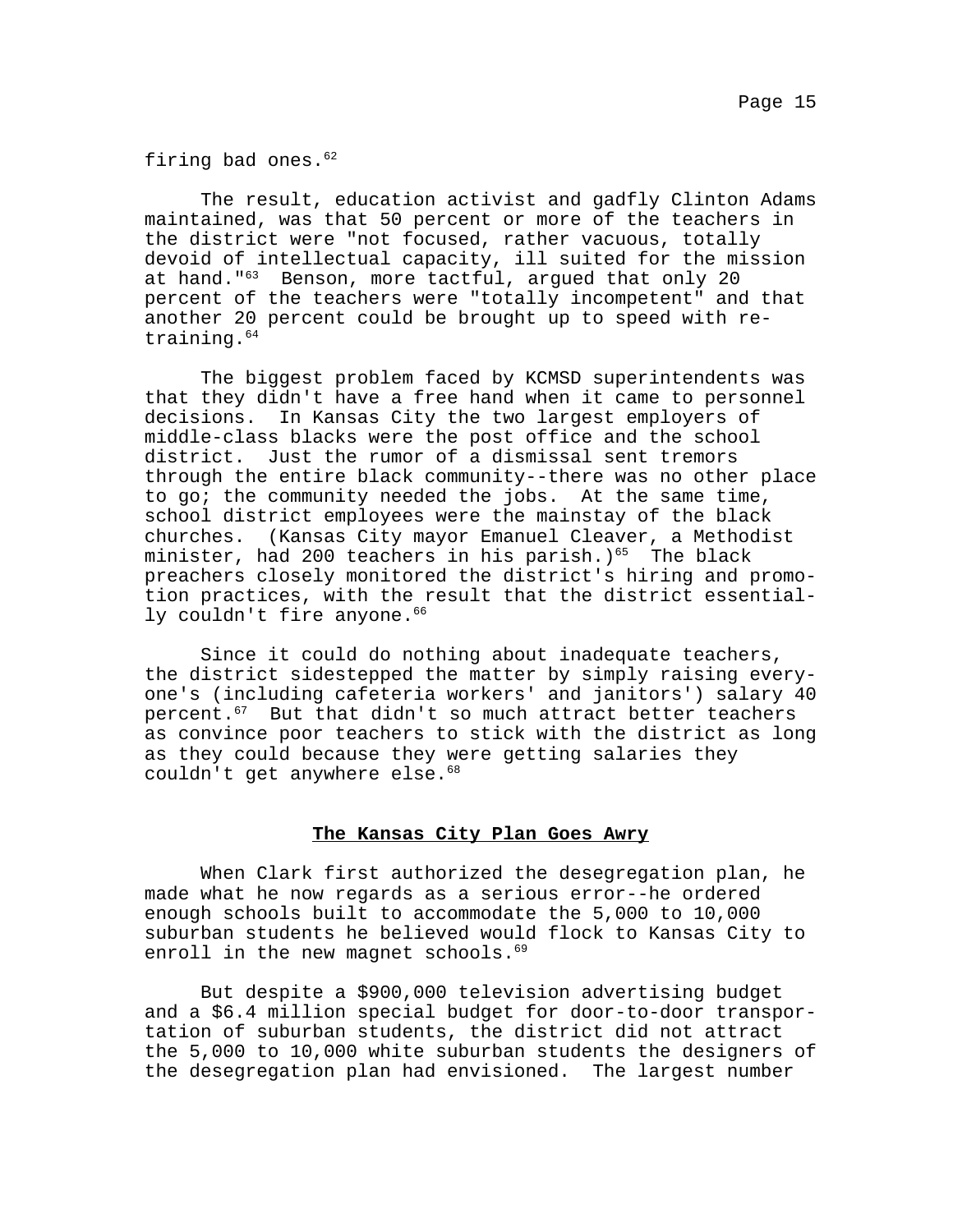firing bad ones.[62]

The result, education activist and gadfly Clinton Adams maintained, was that 50 percent or more of the teachers in the district were "not focused, rather vacuous, totally devoid of intellectual capacity, ill suited for the mission at hand."[63] Benson, more tactful, argued that only 20 percent of the teachers were "totally incompetent" and that another 20 percent could be brought up to speed with re-training.[64]

The biggest problem faced by KCMSD superintendents was that they didn't have a free hand when it came to personnel decisions. In Kansas City the two largest employers of middle-class blacks were the post office and the school district. Just the rumor of a dismissal sent tremors through the entire black community--there was no other place to go; the community needed the jobs. At the same time, school district employees were the mainstay of the black churches. (Kansas City mayor Emanuel Cleaver, a Methodist minister, had 200 teachers in his parish.)[65] The black preachers closely monitored the district's hiring and promotion practices, with the result that the district essentially couldn't fire anyone.[66]

Since it could do nothing about inadequate teachers, the district sidestepped the matter by simply raising everyone's (including cafeteria workers' and janitors') salary 40 percent.[67] But that didn't so much attract better teachers as convince poor teachers to stick with the district as long as they could because they were getting salaries they couldn't get anywhere else.[68]

## The Kansas City Plan Goes Awry

When Clark first authorized the desegregation plan, he made what he now regards as a serious error--he ordered enough schools built to accommodate the 5,000 to 10,000 suburban students he believed would flock to Kansas City to enroll in the new magnet schools.[69]

But despite a $900,000 television advertising budget and a $6.4 million special budget for door-to-door transportation of suburban students, the district did not attract the 5,000 to 10,000 white suburban students the designers of the desegregation plan had envisioned. The largest number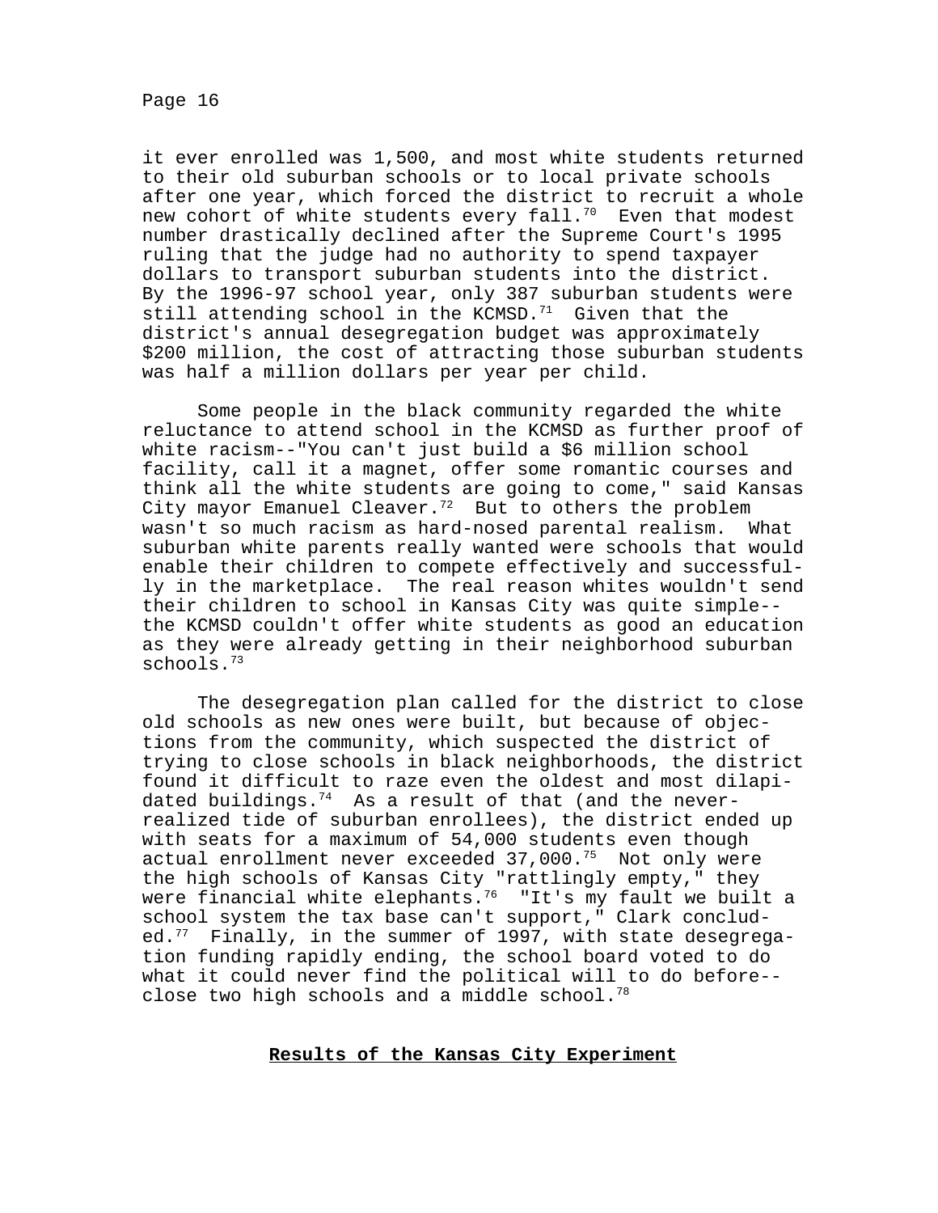it ever enrolled was 1,500, and most white students returned to their old suburban schools or to local private schools after one year, which forced the district to recruit a whole new cohort of white students every fall.[70] Even that modest number drastically declined after the Supreme Court's 1995 ruling that the judge had no authority to spend taxpayer dollars to transport suburban students into the district. By the 1996-97 school year, only 387 suburban students were still attending school in the KCMSD.[71] Given that the district's annual desegregation budget was approximately $200 million, the cost of attracting those suburban students was half a million dollars per year per child.

Some people in the black community regarded the white reluctance to attend school in the KCMSD as further proof of white racism--"You can't just build a $6 million school facility, call it a magnet, offer some romantic courses and think all the white students are going to come," said Kansas City mayor Emanuel Cleaver.[72] But to others the problem wasn't so much racism as hard-nosed parental realism. What suburban white parents really wanted were schools that would enable their children to compete effectively and successfully in the marketplace. The real reason whites wouldn't send their children to school in Kansas City was quite simple--the KCMSD couldn't offer white students as good an education as they were already getting in their neighborhood suburban schools.[73]

The desegregation plan called for the district to close old schools as new ones were built, but because of objections from the community, which suspected the district of trying to close schools in black neighborhoods, the district found it difficult to raze even the oldest and most dilapidated buildings.[74] As a result of that (and the never-realized tide of suburban enrollees), the district ended up with seats for a maximum of 54,000 students even though actual enrollment never exceeded 37,000.[75] Not only were the high schools of Kansas City "rattlingly empty," they were financial white elephants.[76] "It's my fault we built a school system the tax base can't support," Clark concluded.[77] Finally, in the summer of 1997, with state desegregation funding rapidly ending, the school board voted to do what it could never find the political will to do before--close two high schools and a middle school.[78]

## Results of the Kansas City Experiment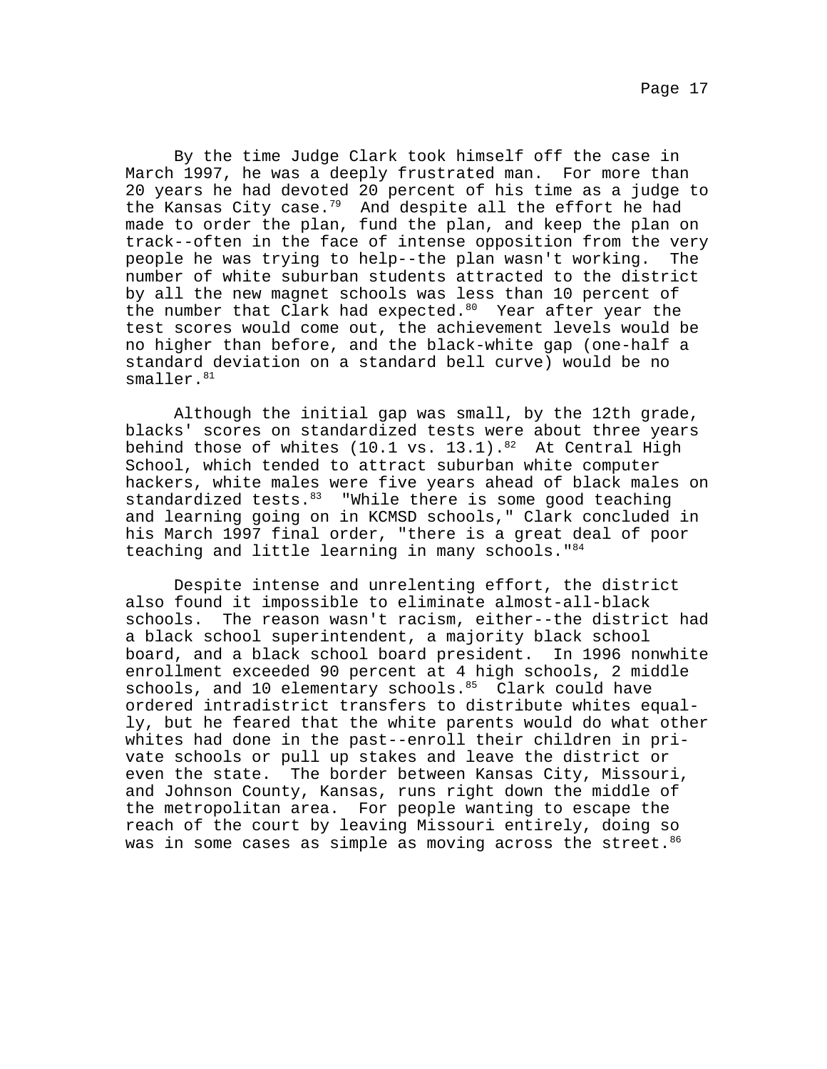By the time Judge Clark took himself off the case in March 1997, he was a deeply frustrated man. For more than 20 years he had devoted 20 percent of his time as a judge to the Kansas City case.[79] And despite all the effort he had made to order the plan, fund the plan, and keep the plan on track--often in the face of intense opposition from the very people he was trying to help--the plan wasn't working. The number of white suburban students attracted to the district by all the new magnet schools was less than 10 percent of the number that Clark had expected.[80] Year after year the test scores would come out, the achievement levels would be no higher than before, and the black-white gap (one-half a standard deviation on a standard bell curve) would be no smaller.[81]

Although the initial gap was small, by the 12th grade, blacks' scores on standardized tests were about three years behind those of whites (10.1 vs. 13.1).[82] At Central High School, which tended to attract suburban white computer hackers, white males were five years ahead of black males on standardized tests.[83] "While there is some good teaching and learning going on in KCMSD schools," Clark concluded in his March 1997 final order, "there is a great deal of poor teaching and little learning in many schools."[84]

Despite intense and unrelenting effort, the district also found it impossible to eliminate almost-all-black schools. The reason wasn't racism, either--the district had a black school superintendent, a majority black school board, and a black school board president. In 1996 nonwhite enrollment exceeded 90 percent at 4 high schools, 2 middle schools, and 10 elementary schools.[85] Clark could have ordered intradistrict transfers to distribute whites equally, but he feared that the white parents would do what other whites had done in the past--enroll their children in private schools or pull up stakes and leave the district or even the state. The border between Kansas City, Missouri, and Johnson County, Kansas, runs right down the middle of the metropolitan area. For people wanting to escape the reach of the court by leaving Missouri entirely, doing so was in some cases as simple as moving across the street.[86]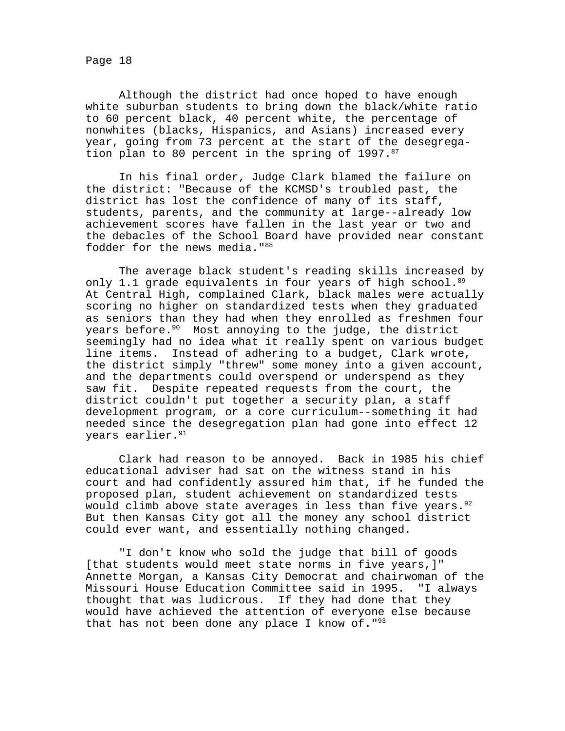Although the district had once hoped to have enough white suburban students to bring down the black/white ratio to 60 percent black, 40 percent white, the percentage of nonwhites (blacks, Hispanics, and Asians) increased every year, going from 73 percent at the start of the desegregation plan to 80 percent in the spring of 1997.[87]

In his final order, Judge Clark blamed the failure on the district: "Because of the KCMSD's troubled past, the district has lost the confidence of many of its staff, students, parents, and the community at large--already low achievement scores have fallen in the last year or two and the debacles of the School Board have provided near constant fodder for the news media."[88]

The average black student's reading skills increased by only 1.1 grade equivalents in four years of high school.[89] At Central High, complained Clark, black males were actually scoring no higher on standardized tests when they graduated as seniors than they had when they enrolled as freshmen four years before.[90] Most annoying to the judge, the district seemingly had no idea what it really spent on various budget line items. Instead of adhering to a budget, Clark wrote, the district simply "threw" some money into a given account, and the departments could overspend or underspend as they saw fit. Despite repeated requests from the court, the district couldn't put together a security plan, a staff development program, or a core curriculum--something it had needed since the desegregation plan had gone into effect 12 years earlier.[91]

Clark had reason to be annoyed. Back in 1985 his chief educational adviser had sat on the witness stand in his court and had confidently assured him that, if he funded the proposed plan, student achievement on standardized tests would climb above state averages in less than five years.[92] But then Kansas City got all the money any school district could ever want, and essentially nothing changed.

"I don't know who sold the judge that bill of goods [that students would meet state norms in five years,]" Annette Morgan, a Kansas City Democrat and chairwoman of the Missouri House Education Committee said in 1995. "I always thought that was ludicrous. If they had done that they would have achieved the attention of everyone else because that has not been done any place I know of."[93]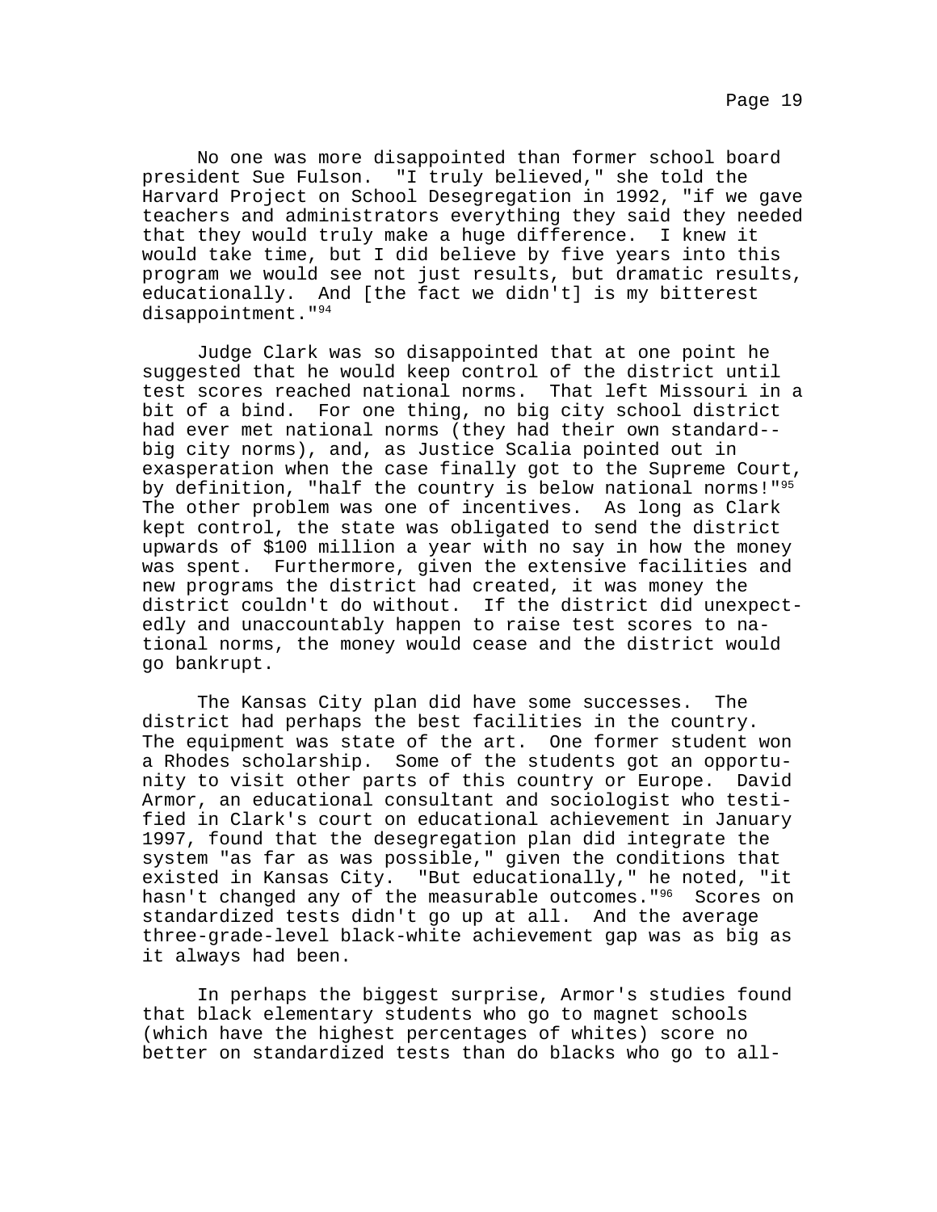No one was more disappointed than former school board president Sue Fulson. "I truly believed," she told the Harvard Project on School Desegregation in 1992, "if we gave teachers and administrators everything they said they needed that they would truly make a huge difference. I knew it would take time, but I did believe by five years into this program we would see not just results, but dramatic results, educationally. And [the fact we didn't] is my bitterest disappointment."[94]

Judge Clark was so disappointed that at one point he suggested that he would keep control of the district until test scores reached national norms. That left Missouri in a bit of a bind. For one thing, no big city school district had ever met national norms (they had their own standard--big city norms), and, as Justice Scalia pointed out in exasperation when the case finally got to the Supreme Court, by definition, "half the country is below national norms!"[95] The other problem was one of incentives. As long as Clark kept control, the state was obligated to send the district upwards of $100 million a year with no say in how the money was spent. Furthermore, given the extensive facilities and new programs the district had created, it was money the district couldn't do without. If the district did unexpectedly and unaccountably happen to raise test scores to national norms, the money would cease and the district would go bankrupt.

The Kansas City plan did have some successes. The district had perhaps the best facilities in the country. The equipment was state of the art. One former student won a Rhodes scholarship. Some of the students got an opportunity to visit other parts of this country or Europe. David Armor, an educational consultant and sociologist who testified in Clark's court on educational achievement in January 1997, found that the desegregation plan did integrate the system "as far as was possible," given the conditions that existed in Kansas City. "But educationally," he noted, "it hasn't changed any of the measurable outcomes."[96] Scores on standardized tests didn't go up at all. And the average three-grade-level black-white achievement gap was as big as it always had been.

In perhaps the biggest surprise, Armor's studies found that black elementary students who go to magnet schools (which have the highest percentages of whites) score no better on standardized tests than do blacks who go to all-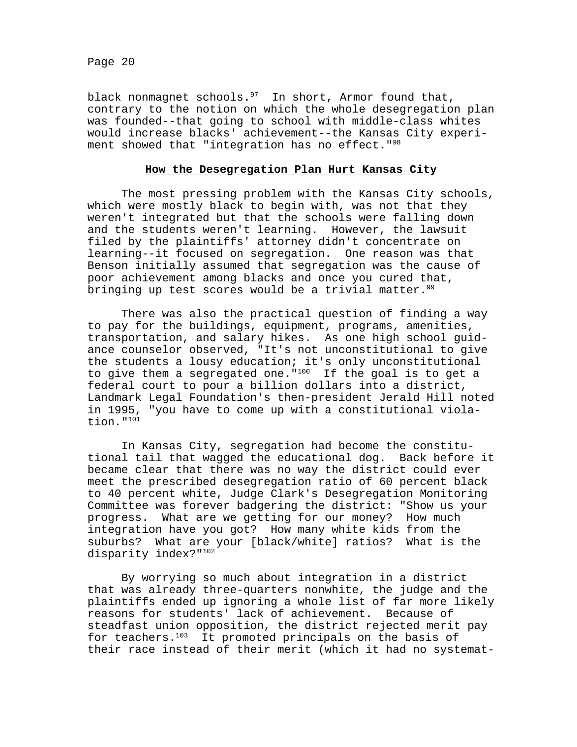black nonmagnet schools.[97] In short, Armor found that, contrary to the notion on which the whole desegregation plan was founded--that going to school with middle-class whites would increase blacks' achievement--the Kansas City experiment showed that "integration has no effect."[98]

## **How the Desegregation Plan Hurt Kansas City**

The most pressing problem with the Kansas City schools, which were mostly black to begin with, was not that they weren't integrated but that the schools were falling down and the students weren't learning. However, the lawsuit filed by the plaintiffs' attorney didn't concentrate on learning--it focused on segregation. One reason was that Benson initially assumed that segregation was the cause of poor achievement among blacks and once you cured that, bringing up test scores would be a trivial matter.[99]

There was also the practical question of finding a way to pay for the buildings, equipment, programs, amenities, transportation, and salary hikes. As one high school guidance counselor observed, "It's not unconstitutional to give the students a lousy education; it's only unconstitutional to give them a segregated one."[100] If the goal is to get a federal court to pour a billion dollars into a district, Landmark Legal Foundation's then-president Jerald Hill noted in 1995, "you have to come up with a constitutional violation."[101]

In Kansas City, segregation had become the constitutional tail that wagged the educational dog. Back before it became clear that there was no way the district could ever meet the prescribed desegregation ratio of 60 percent black to 40 percent white, Judge Clark's Desegregation Monitoring Committee was forever badgering the district: "Show us your progress. What are we getting for our money? How much integration have you got? How many white kids from the suburbs? What are your [black/white] ratios? What is the disparity index?"[102]

By worrying so much about integration in a district that was already three-quarters nonwhite, the judge and the plaintiffs ended up ignoring a whole list of far more likely reasons for students' lack of achievement. Because of steadfast union opposition, the district rejected merit pay for teachers.[103] It promoted principals on the basis of their race instead of their merit (which it had no systemat-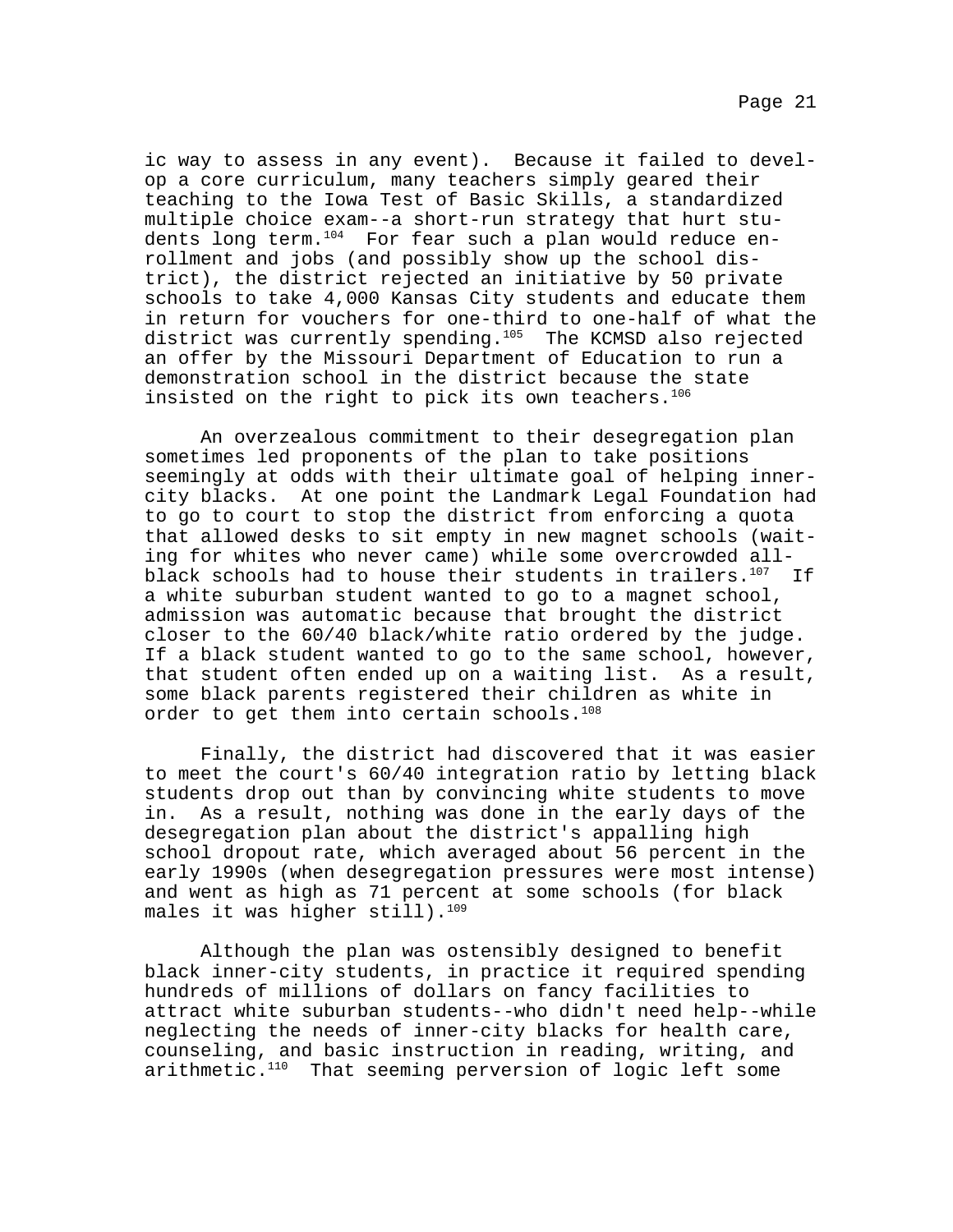ic way to assess in any event). Because it failed to develop a core curriculum, many teachers simply geared their teaching to the Iowa Test of Basic Skills, a standardized multiple choice exam--a short-run strategy that hurt students long term.[104] For fear such a plan would reduce enrollment and jobs (and possibly show up the school district), the district rejected an initiative by 50 private schools to take 4,000 Kansas City students and educate them in return for vouchers for one-third to one-half of what the district was currently spending.[105] The KCMSD also rejected an offer by the Missouri Department of Education to run a demonstration school in the district because the state insisted on the right to pick its own teachers.[106]

An overzealous commitment to their desegregation plan sometimes led proponents of the plan to take positions seemingly at odds with their ultimate goal of helping inner-city blacks. At one point the Landmark Legal Foundation had to go to court to stop the district from enforcing a quota that allowed desks to sit empty in new magnet schools (waiting for whites who never came) while some overcrowded all-black schools had to house their students in trailers.[107] If a white suburban student wanted to go to a magnet school, admission was automatic because that brought the district closer to the 60/40 black/white ratio ordered by the judge. If a black student wanted to go to the same school, however, that student often ended up on a waiting list. As a result, some black parents registered their children as white in order to get them into certain schools.[108]

Finally, the district had discovered that it was easier to meet the court's 60/40 integration ratio by letting black students drop out than by convincing white students to move in. As a result, nothing was done in the early days of the desegregation plan about the district's appalling high school dropout rate, which averaged about 56 percent in the early 1990s (when desegregation pressures were most intense) and went as high as 71 percent at some schools (for black males it was higher still).[109]

Although the plan was ostensibly designed to benefit black inner-city students, in practice it required spending hundreds of millions of dollars on fancy facilities to attract white suburban students--who didn't need help--while neglecting the needs of inner-city blacks for health care, counseling, and basic instruction in reading, writing, and arithmetic.[110] That seeming perversion of logic left some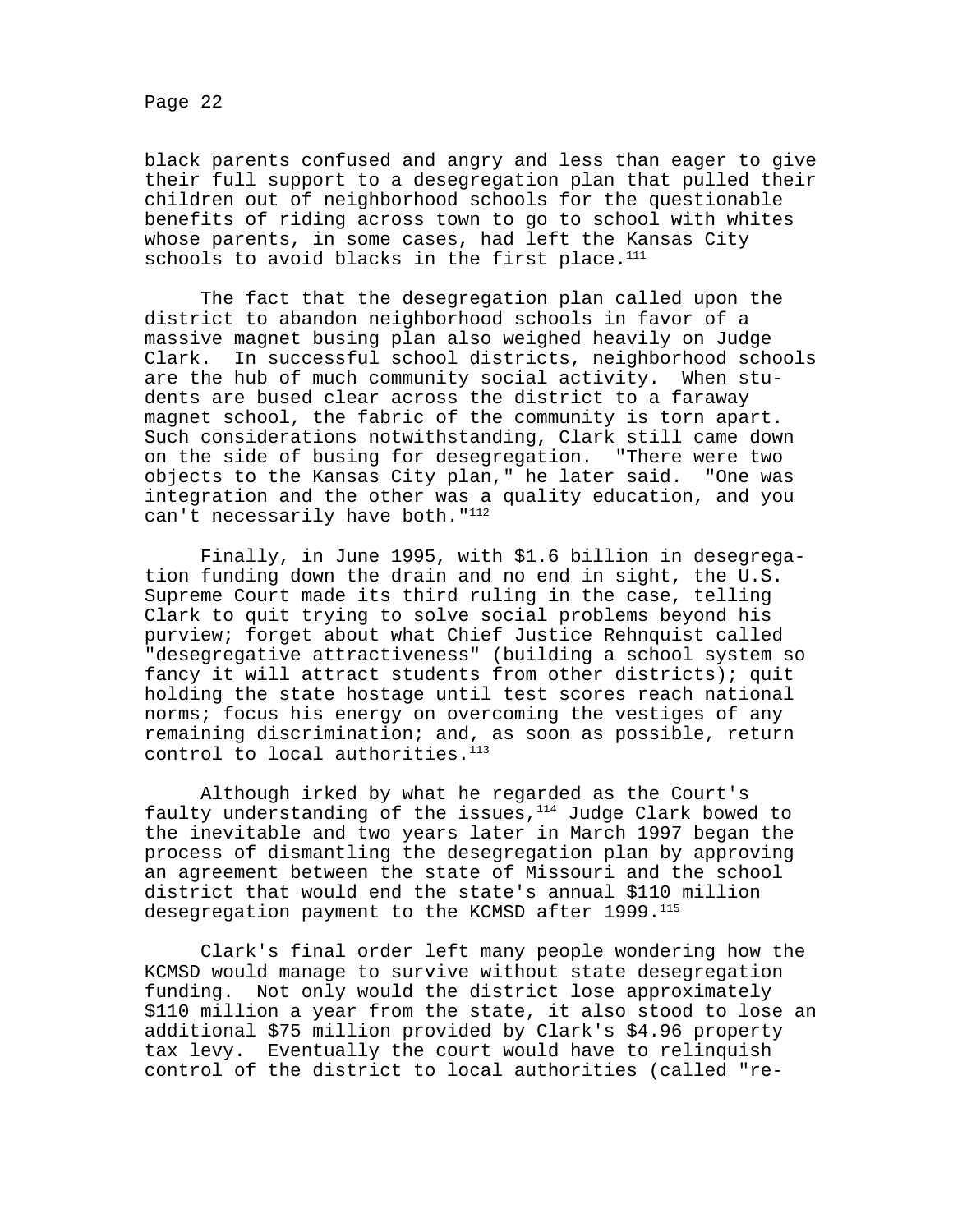black parents confused and angry and less than eager to give their full support to a desegregation plan that pulled their children out of neighborhood schools for the questionable benefits of riding across town to go to school with whites whose parents, in some cases, had left the Kansas City schools to avoid blacks in the first place.[111]

The fact that the desegregation plan called upon the district to abandon neighborhood schools in favor of a massive magnet busing plan also weighed heavily on Judge Clark. In successful school districts, neighborhood schools are the hub of much community social activity. When students are bused clear across the district to a faraway magnet school, the fabric of the community is torn apart. Such considerations notwithstanding, Clark still came down on the side of busing for desegregation. "There were two objects to the Kansas City plan," he later said. "One was integration and the other was a quality education, and you can't necessarily have both."[112]

Finally, in June 1995, with $1.6 billion in desegregation funding down the drain and no end in sight, the U.S. Supreme Court made its third ruling in the case, telling Clark to quit trying to solve social problems beyond his purview; forget about what Chief Justice Rehnquist called "desegregative attractiveness" (building a school system so fancy it will attract students from other districts); quit holding the state hostage until test scores reach national norms; focus his energy on overcoming the vestiges of any remaining discrimination; and, as soon as possible, return control to local authorities.[113]

Although irked by what he regarded as the Court's faulty understanding of the issues,[114] Judge Clark bowed to the inevitable and two years later in March 1997 began the process of dismantling the desegregation plan by approving an agreement between the state of Missouri and the school district that would end the state's annual $110 million desegregation payment to the KCMSD after 1999.[115]

Clark's final order left many people wondering how the KCMSD would manage to survive without state desegregation funding. Not only would the district lose approximately $110 million a year from the state, it also stood to lose an additional $75 million provided by Clark's $4.96 property tax levy. Eventually the court would have to relinquish control of the district to local authorities (called "re-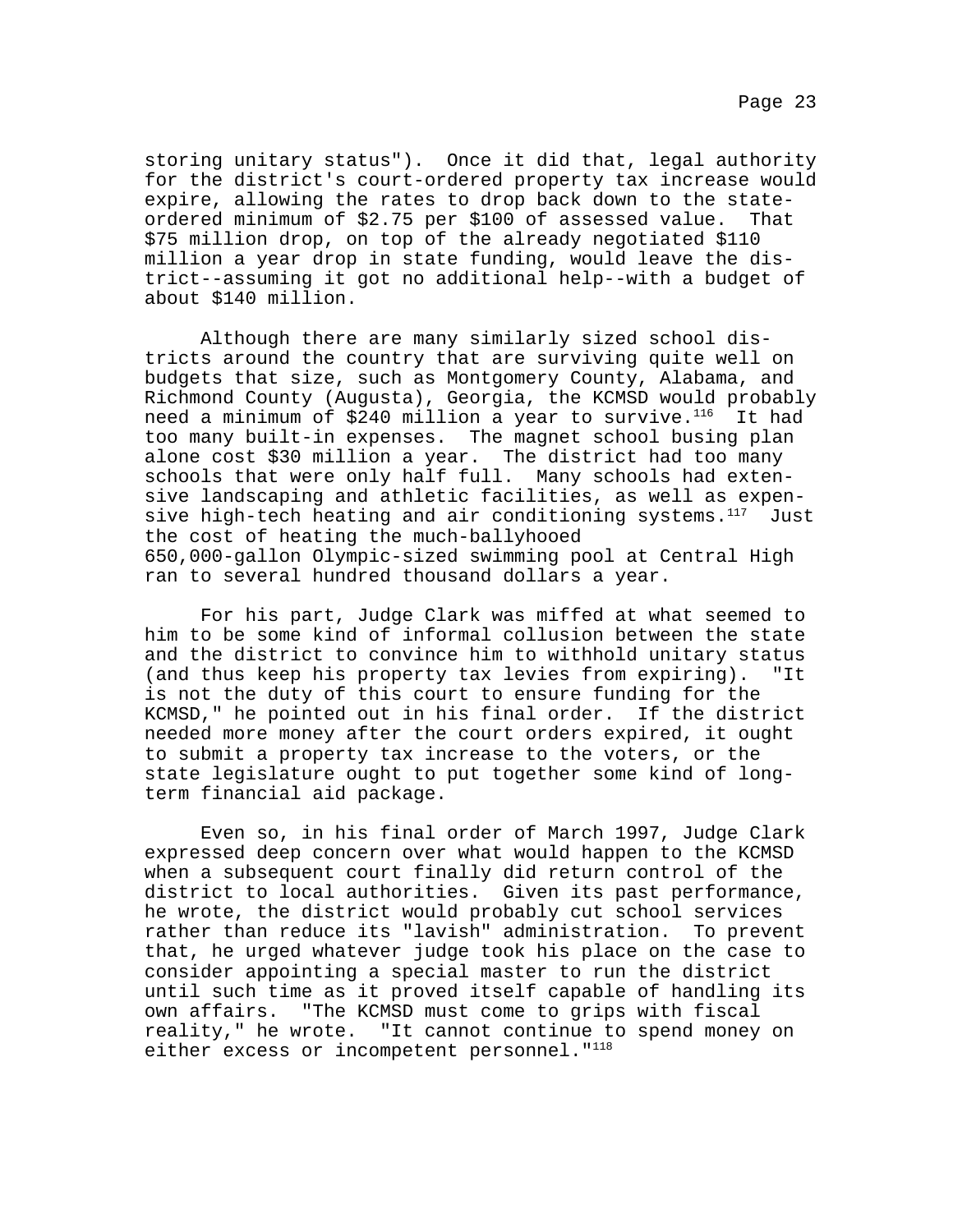storing unitary status"). Once it did that, legal authority for the district's court-ordered property tax increase would expire, allowing the rates to drop back down to the state-ordered minimum of $2.75 per $100 of assessed value. That $75 million drop, on top of the already negotiated $110 million a year drop in state funding, would leave the district--assuming it got no additional help--with a budget of about $140 million.

Although there are many similarly sized school districts around the country that are surviving quite well on budgets that size, such as Montgomery County, Alabama, and Richmond County (Augusta), Georgia, the KCMSD would probably need a minimum of $240 million a year to survive.[116] It had too many built-in expenses. The magnet school busing plan alone cost $30 million a year. The district had too many schools that were only half full. Many schools had extensive landscaping and athletic facilities, as well as expensive high-tech heating and air conditioning systems.[117] Just the cost of heating the much-ballyhooed 650,000-gallon Olympic-sized swimming pool at Central High ran to several hundred thousand dollars a year.

For his part, Judge Clark was miffed at what seemed to him to be some kind of informal collusion between the state and the district to convince him to withhold unitary status (and thus keep his property tax levies from expiring). "It is not the duty of this court to ensure funding for the KCMSD," he pointed out in his final order. If the district needed more money after the court orders expired, it ought to submit a property tax increase to the voters, or the state legislature ought to put together some kind of long-term financial aid package.

Even so, in his final order of March 1997, Judge Clark expressed deep concern over what would happen to the KCMSD when a subsequent court finally did return control of the district to local authorities. Given its past performance, he wrote, the district would probably cut school services rather than reduce its "lavish" administration. To prevent that, he urged whatever judge took his place on the case to consider appointing a special master to run the district until such time as it proved itself capable of handling its own affairs. "The KCMSD must come to grips with fiscal reality," he wrote. "It cannot continue to spend money on either excess or incompetent personnel."[118]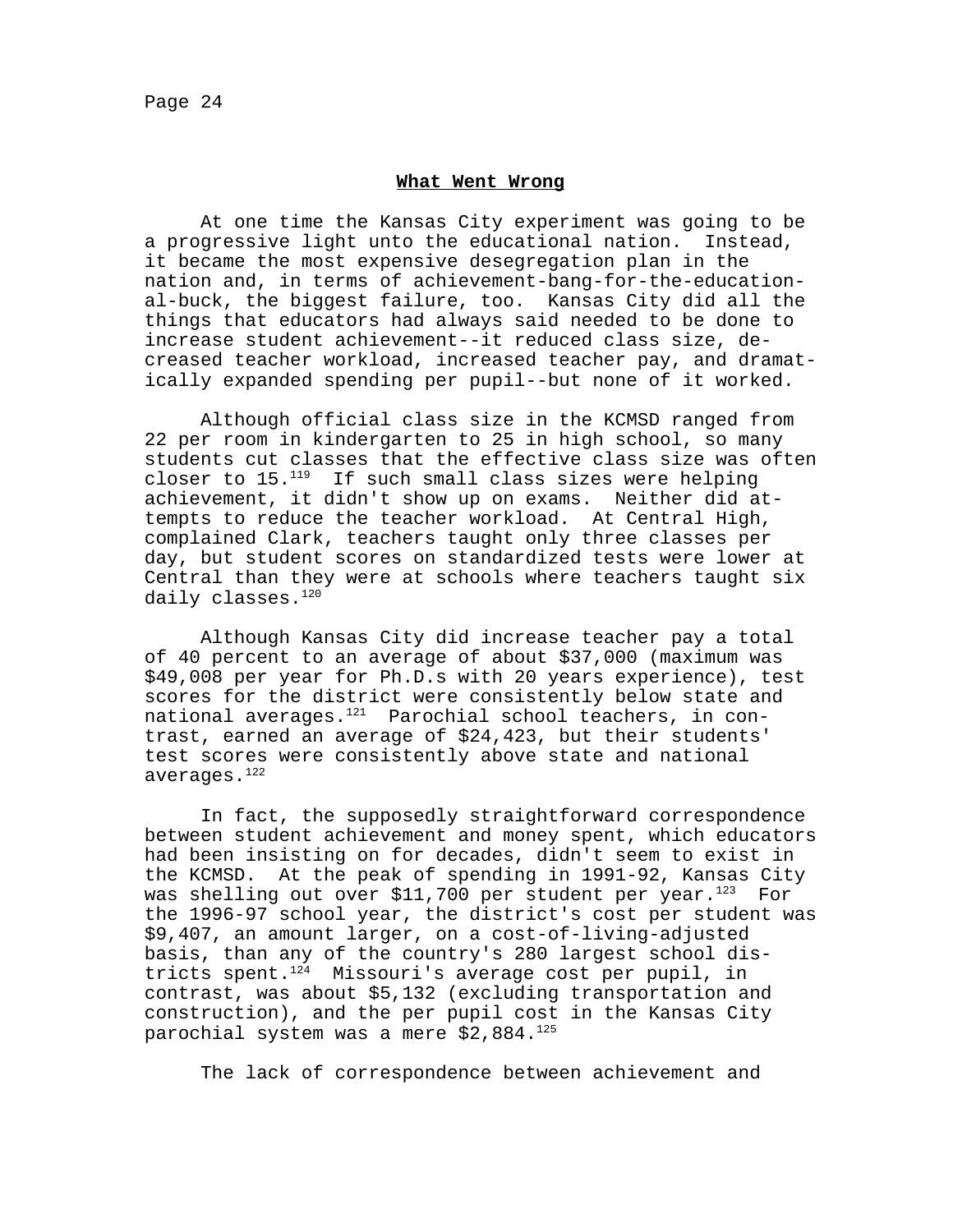## What Went Wrong

At one time the Kansas City experiment was going to be a progressive light unto the educational nation. Instead, it became the most expensive desegregation plan in the nation and, in terms of achievement-bang-for-the-educational-buck, the biggest failure, too. Kansas City did all the things that educators had always said needed to be done to increase student achievement--it reduced class size, decreased teacher workload, increased teacher pay, and dramatically expanded spending per pupil--but none of it worked.

Although official class size in the KCMSD ranged from 22 per room in kindergarten to 25 in high school, so many students cut classes that the effective class size was often closer to 15.[119] If such small class sizes were helping achievement, it didn't show up on exams. Neither did attempts to reduce the teacher workload. At Central High, complained Clark, teachers taught only three classes per day, but student scores on standardized tests were lower at Central than they were at schools where teachers taught six daily classes.[120]

Although Kansas City did increase teacher pay a total of 40 percent to an average of about $37,000 (maximum was $49,008 per year for Ph.D.s with 20 years experience), test scores for the district were consistently below state and national averages.[121] Parochial school teachers, in contrast, earned an average of $24,423, but their students' test scores were consistently above state and national averages.[122]

In fact, the supposedly straightforward correspondence between student achievement and money spent, which educators had been insisting on for decades, didn't seem to exist in the KCMSD. At the peak of spending in 1991-92, Kansas City was shelling out over $11,700 per student per year.[123] For the 1996-97 school year, the district's cost per student was $9,407, an amount larger, on a cost-of-living-adjusted basis, than any of the country's 280 largest school districts spent.[124] Missouri's average cost per pupil, in contrast, was about $5,132 (excluding transportation and construction), and the per pupil cost in the Kansas City parochial system was a mere $2,884.[125]

The lack of correspondence between achievement and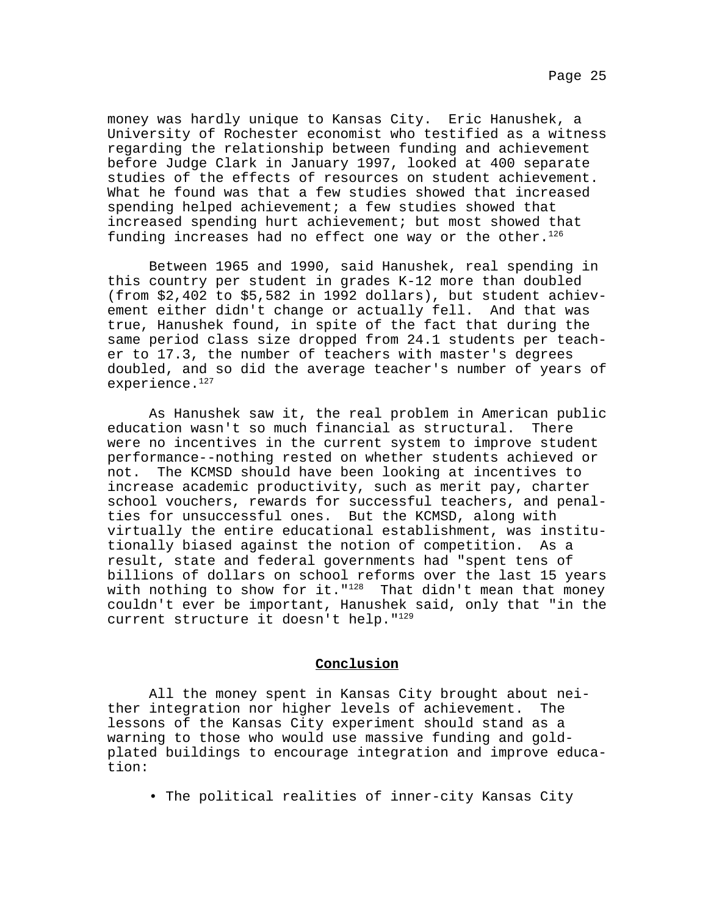money was hardly unique to Kansas City. Eric Hanushek, a University of Rochester economist who testified as a witness regarding the relationship between funding and achievement before Judge Clark in January 1997, looked at 400 separate studies of the effects of resources on student achievement. What he found was that a few studies showed that increased spending helped achievement; a few studies showed that increased spending hurt achievement; but most showed that funding increases had no effect one way or the other.[126]

Between 1965 and 1990, said Hanushek, real spending in this country per student in grades K-12 more than doubled (from $2,402 to $5,582 in 1992 dollars), but student achievement either didn't change or actually fell. And that was true, Hanushek found, in spite of the fact that during the same period class size dropped from 24.1 students per teacher to 17.3, the number of teachers with master's degrees doubled, and so did the average teacher's number of years of experience.[127]

As Hanushek saw it, the real problem in American public education wasn't so much financial as structural. There were no incentives in the current system to improve student performance--nothing rested on whether students achieved or not. The KCMSD should have been looking at incentives to increase academic productivity, such as merit pay, charter school vouchers, rewards for successful teachers, and penalties for unsuccessful ones. But the KCMSD, along with virtually the entire educational establishment, was institutionally biased against the notion of competition. As a result, state and federal governments had "spent tens of billions of dollars on school reforms over the last 15 years with nothing to show for it."[128] That didn't mean that money couldn't ever be important, Hanushek said, only that "in the current structure it doesn't help."[129]

## Conclusion

All the money spent in Kansas City brought about neither integration nor higher levels of achievement. The lessons of the Kansas City experiment should stand as a warning to those who would use massive funding and gold-plated buildings to encourage integration and improve education:

- The political realities of inner-city Kansas City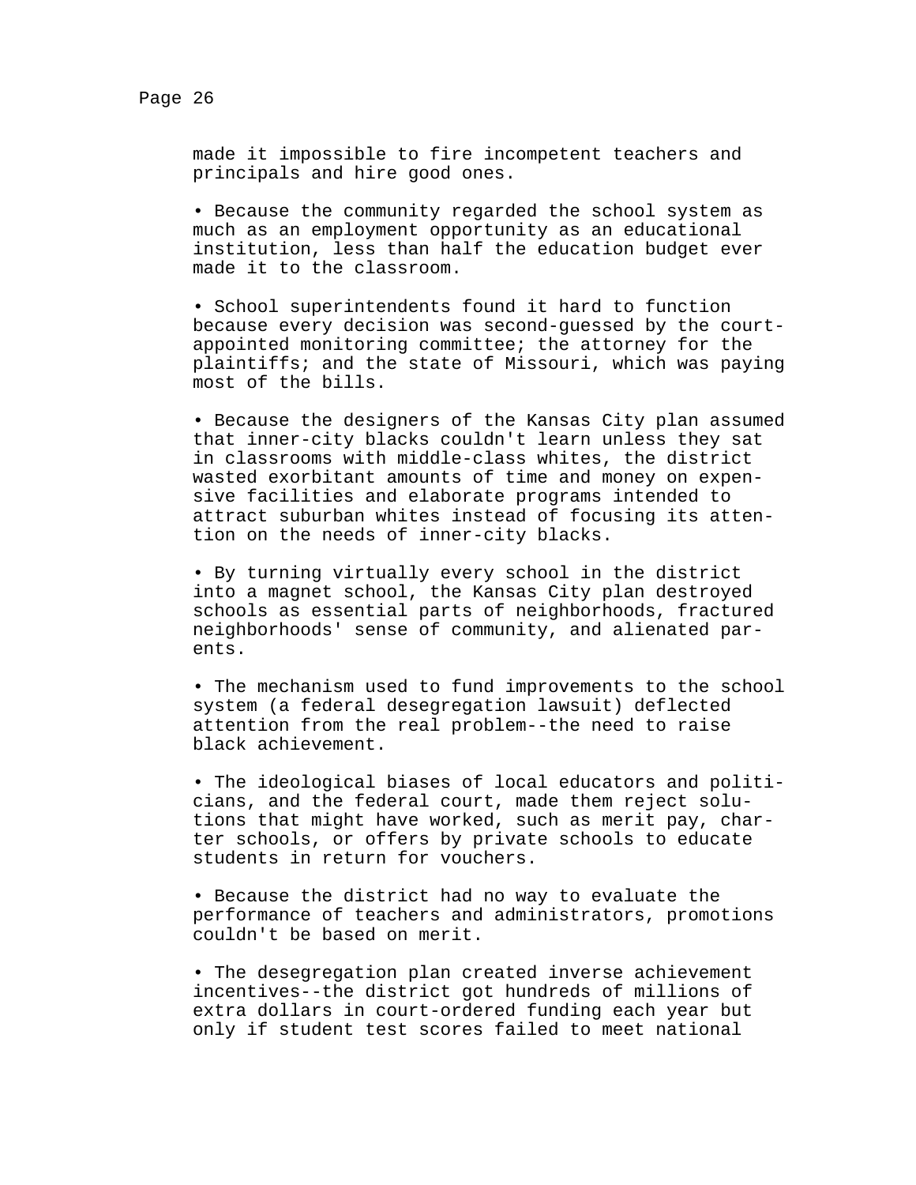made it impossible to fire incompetent teachers and principals and hire good ones.

- Because the community regarded the school system as much as an employment opportunity as an educational institution, less than half the education budget ever made it to the classroom.

- School superintendents found it hard to function because every decision was second-guessed by the court-appointed monitoring committee; the attorney for the plaintiffs; and the state of Missouri, which was paying most of the bills.

- Because the designers of the Kansas City plan assumed that inner-city blacks couldn't learn unless they sat in classrooms with middle-class whites, the district wasted exorbitant amounts of time and money on expensive facilities and elaborate programs intended to attract suburban whites instead of focusing its attention on the needs of inner-city blacks.

- By turning virtually every school in the district into a magnet school, the Kansas City plan destroyed schools as essential parts of neighborhoods, fractured neighborhoods' sense of community, and alienated parents.

- The mechanism used to fund improvements to the school system (a federal desegregation lawsuit) deflected attention from the real problem--the need to raise black achievement.

- The ideological biases of local educators and politicians, and the federal court, made them reject solutions that might have worked, such as merit pay, charter schools, or offers by private schools to educate students in return for vouchers.

- Because the district had no way to evaluate the performance of teachers and administrators, promotions couldn't be based on merit.

- The desegregation plan created inverse achievement incentives--the district got hundreds of millions of extra dollars in court-ordered funding each year but only if student test scores failed to meet national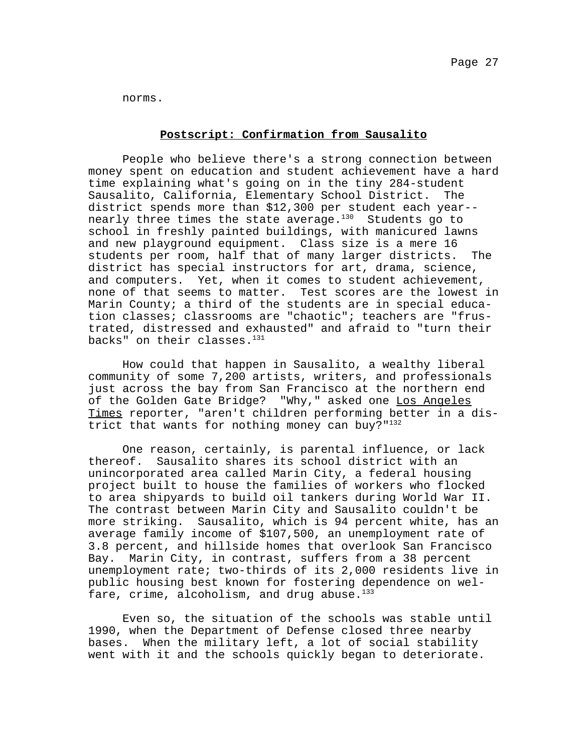norms.

## Postscript: Confirmation from Sausalito

People who believe there's a strong connection between money spent on education and student achievement have a hard time explaining what's going on in the tiny 284-student Sausalito, California, Elementary School District. The district spends more than $12,300 per student each year--nearly three times the state average.[130] Students go to school in freshly painted buildings, with manicured lawns and new playground equipment. Class size is a mere 16 students per room, half that of many larger districts. The district has special instructors for art, drama, science, and computers. Yet, when it comes to student achievement, none of that seems to matter. Test scores are the lowest in Marin County; a third of the students are in special education classes; classrooms are "chaotic"; teachers are "frustrated, distressed and exhausted" and afraid to "turn their backs" on their classes.[131]

How could that happen in Sausalito, a wealthy liberal community of some 7,200 artists, writers, and professionals just across the bay from San Francisco at the northern end of the Golden Gate Bridge? "Why," asked one *Los Angeles Times* reporter, "aren't children performing better in a district that wants for nothing money can buy?"[132]

One reason, certainly, is parental influence, or lack thereof. Sausalito shares its school district with an unincorporated area called Marin City, a federal housing project built to house the families of workers who flocked to area shipyards to build oil tankers during World War II. The contrast between Marin City and Sausalito couldn't be more striking. Sausalito, which is 94 percent white, has an average family income of $107,500, an unemployment rate of 3.8 percent, and hillside homes that overlook San Francisco Bay. Marin City, in contrast, suffers from a 38 percent unemployment rate; two-thirds of its 2,000 residents live in public housing best known for fostering dependence on welfare, crime, alcoholism, and drug abuse.[133]

Even so, the situation of the schools was stable until 1990, when the Department of Defense closed three nearby bases. When the military left, a lot of social stability went with it and the schools quickly began to deteriorate.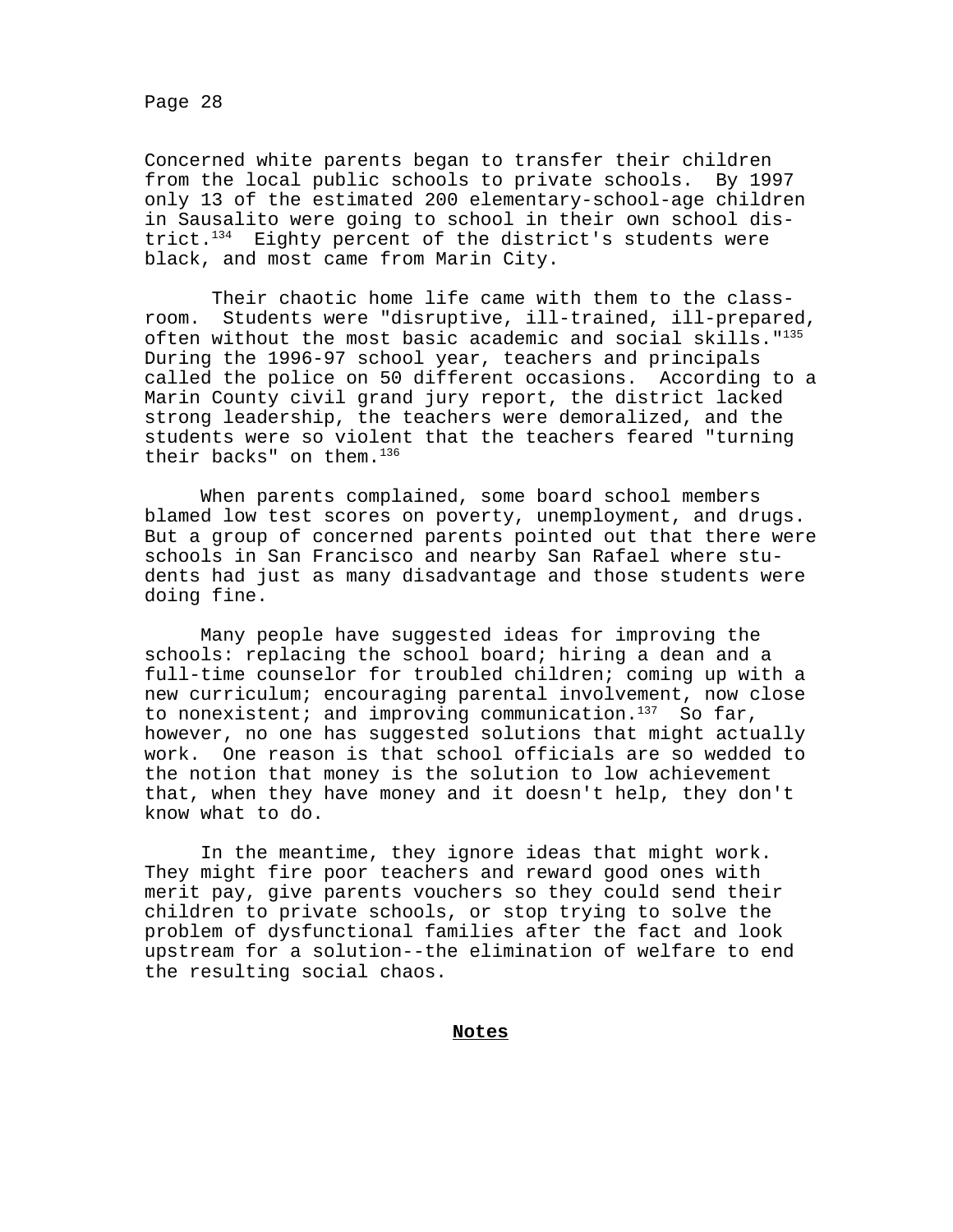Concerned white parents began to transfer their children from the local public schools to private schools. By 1997 only 13 of the estimated 200 elementary-school-age children in Sausalito were going to school in their own school district.[134] Eighty percent of the district's students were black, and most came from Marin City.

Their chaotic home life came with them to the classroom. Students were "disruptive, ill-trained, ill-prepared, often without the most basic academic and social skills."[135] During the 1996-97 school year, teachers and principals called the police on 50 different occasions. According to a Marin County civil grand jury report, the district lacked strong leadership, the teachers were demoralized, and the students were so violent that the teachers feared "turning their backs" on them.[136]

When parents complained, some board school members blamed low test scores on poverty, unemployment, and drugs. But a group of concerned parents pointed out that there were schools in San Francisco and nearby San Rafael where students had just as many disadvantage and those students were doing fine.

Many people have suggested ideas for improving the schools: replacing the school board; hiring a dean and a full-time counselor for troubled children; coming up with a new curriculum; encouraging parental involvement, now close to nonexistent; and improving communication.[137] So far, however, no one has suggested solutions that might actually work. One reason is that school officials are so wedded to the notion that money is the solution to low achievement that, when they have money and it doesn't help, they don't know what to do.

In the meantime, they ignore ideas that might work. They might fire poor teachers and reward good ones with merit pay, give parents vouchers so they could send their children to private schools, or stop trying to solve the problem of dysfunctional families after the fact and look upstream for a solution--the elimination of welfare to end the resulting social chaos.

## **Notes**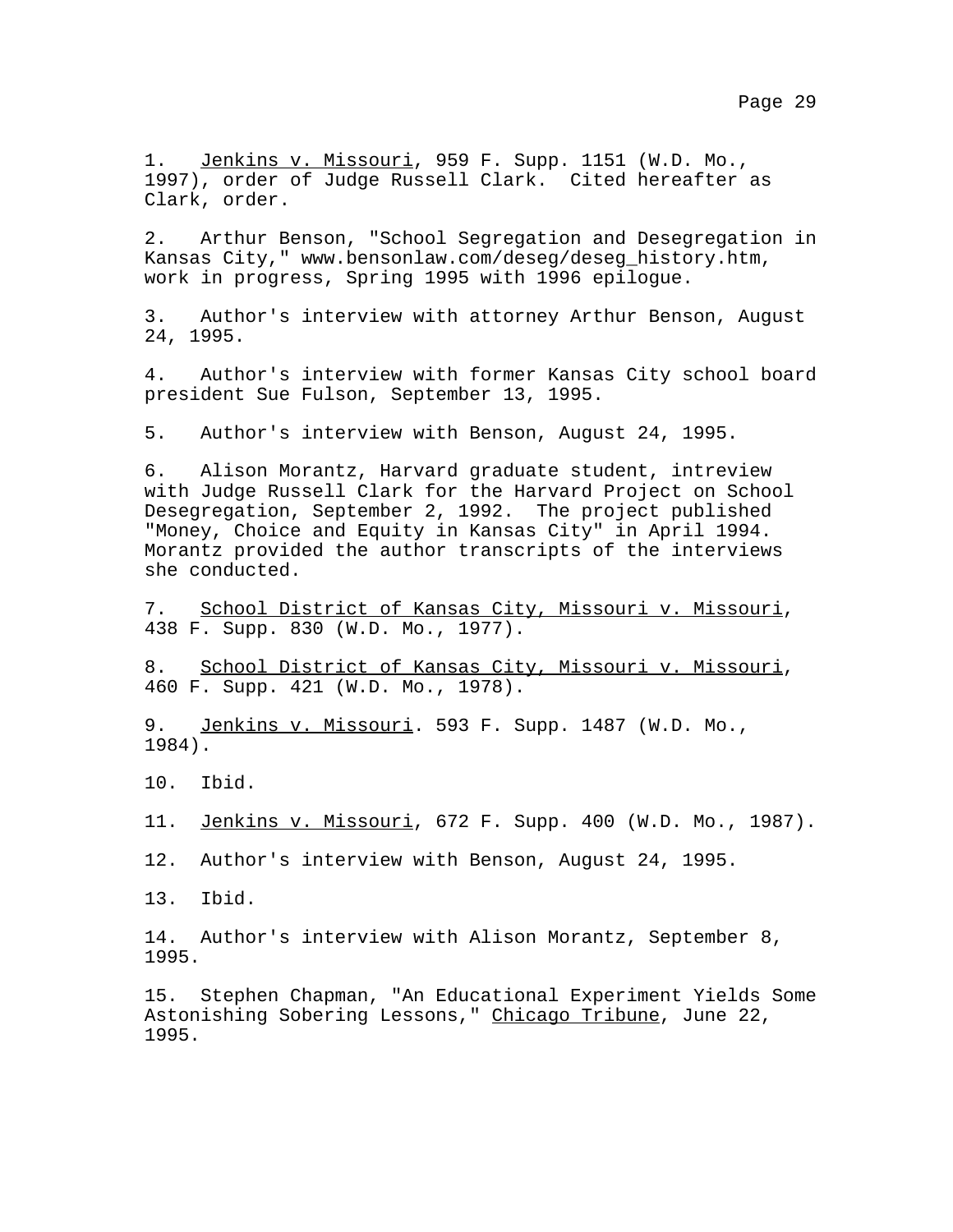1. *Jenkins v. Missouri*, 959 F. Supp. 1151 (W.D. Mo., 1997), order of Judge Russell Clark. Cited hereafter as Clark, order.

2. Arthur Benson, "School Segregation and Desegregation in Kansas City," www.bensonlaw.com/deseg/deseg_history.htm, work in progress, Spring 1995 with 1996 epilogue.

3. Author's interview with attorney Arthur Benson, August 24, 1995.

4. Author's interview with former Kansas City school board president Sue Fulson, September 13, 1995.

5. Author's interview with Benson, August 24, 1995.

6. Alison Morantz, Harvard graduate student, intreview with Judge Russell Clark for the Harvard Project on School Desegregation, September 2, 1992. The project published "Money, Choice and Equity in Kansas City" in April 1994. Morantz provided the author transcripts of the interviews she conducted.

7. *School District of Kansas City, Missouri v. Missouri*, 438 F. Supp. 830 (W.D. Mo., 1977).

8. *School District of Kansas City, Missouri v. Missouri*, 460 F. Supp. 421 (W.D. Mo., 1978).

9. *Jenkins v. Missouri*. 593 F. Supp. 1487 (W.D. Mo., 1984).

10. Ibid.

11. *Jenkins v. Missouri*, 672 F. Supp. 400 (W.D. Mo., 1987).

12. Author's interview with Benson, August 24, 1995.

13. Ibid.

14. Author's interview with Alison Morantz, September 8, 1995.

15. Stephen Chapman, "An Educational Experiment Yields Some Astonishing Sobering Lessons," *Chicago Tribune*, June 22, 1995.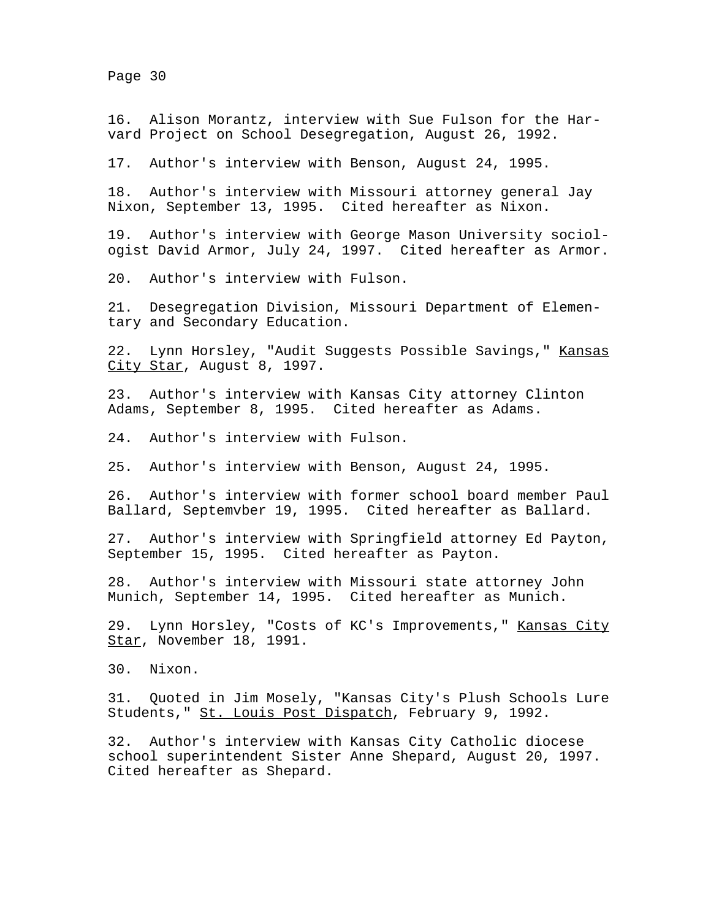16. Alison Morantz, interview with Sue Fulson for the Harvard Project on School Desegregation, August 26, 1992.

17. Author's interview with Benson, August 24, 1995.

18. Author's interview with Missouri attorney general Jay Nixon, September 13, 1995. Cited hereafter as Nixon.

19. Author's interview with George Mason University sociologist David Armor, July 24, 1997. Cited hereafter as Armor.

20. Author's interview with Fulson.

21. Desegregation Division, Missouri Department of Elementary and Secondary Education.

22. Lynn Horsley, "Audit Suggests Possible Savings," Kansas City Star, August 8, 1997.

23. Author's interview with Kansas City attorney Clinton Adams, September 8, 1995. Cited hereafter as Adams.

24. Author's interview with Fulson.

25. Author's interview with Benson, August 24, 1995.

26. Author's interview with former school board member Paul Ballard, Septemvber 19, 1995. Cited hereafter as Ballard.

27. Author's interview with Springfield attorney Ed Payton, September 15, 1995. Cited hereafter as Payton.

28. Author's interview with Missouri state attorney John Munich, September 14, 1995. Cited hereafter as Munich.

29. Lynn Horsley, "Costs of KC's Improvements," Kansas City Star, November 18, 1991.

30. Nixon.

31. Quoted in Jim Mosely, "Kansas City's Plush Schools Lure Students," St. Louis Post Dispatch, February 9, 1992.

32. Author's interview with Kansas City Catholic diocese school superintendent Sister Anne Shepard, August 20, 1997. Cited hereafter as Shepard.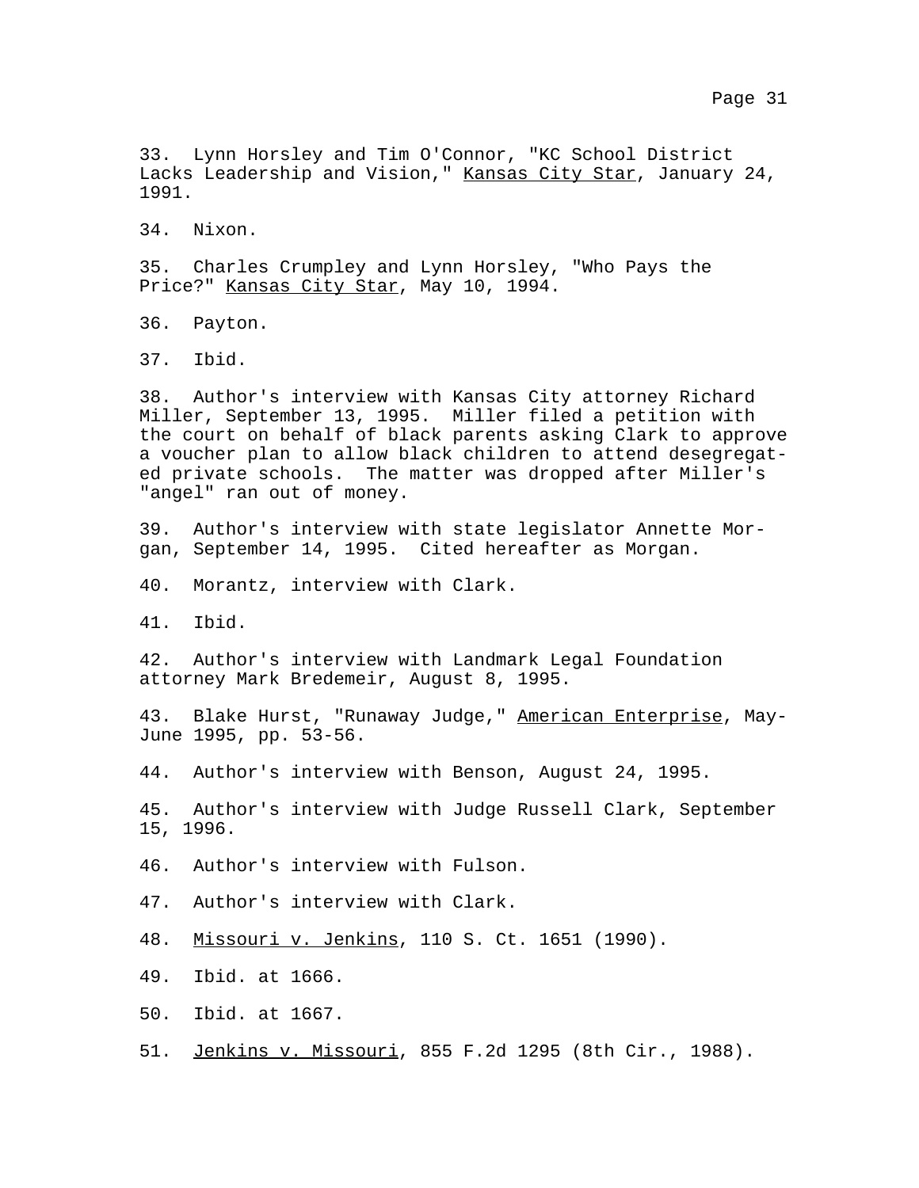33. Lynn Horsley and Tim O'Connor, "KC School District Lacks Leadership and Vision," Kansas City Star, January 24, 1991.

34. Nixon.

35. Charles Crumpley and Lynn Horsley, "Who Pays the Price?" Kansas City Star, May 10, 1994.

36. Payton.

37. Ibid.

38. Author's interview with Kansas City attorney Richard Miller, September 13, 1995. Miller filed a petition with the court on behalf of black parents asking Clark to approve a voucher plan to allow black children to attend desegregated private schools. The matter was dropped after Miller's "angel" ran out of money.

39. Author's interview with state legislator Annette Morgan, September 14, 1995. Cited hereafter as Morgan.

40. Morantz, interview with Clark.

41. Ibid.

42. Author's interview with Landmark Legal Foundation attorney Mark Bredemeir, August 8, 1995.

43. Blake Hurst, "Runaway Judge," American Enterprise, May-June 1995, pp. 53-56.

44. Author's interview with Benson, August 24, 1995.

45. Author's interview with Judge Russell Clark, September 15, 1996.

46. Author's interview with Fulson.

47. Author's interview with Clark.

48. Missouri v. Jenkins, 110 S. Ct. 1651 (1990).

49. Ibid. at 1666.

50. Ibid. at 1667.

51. Jenkins v. Missouri, 855 F.2d 1295 (8th Cir., 1988).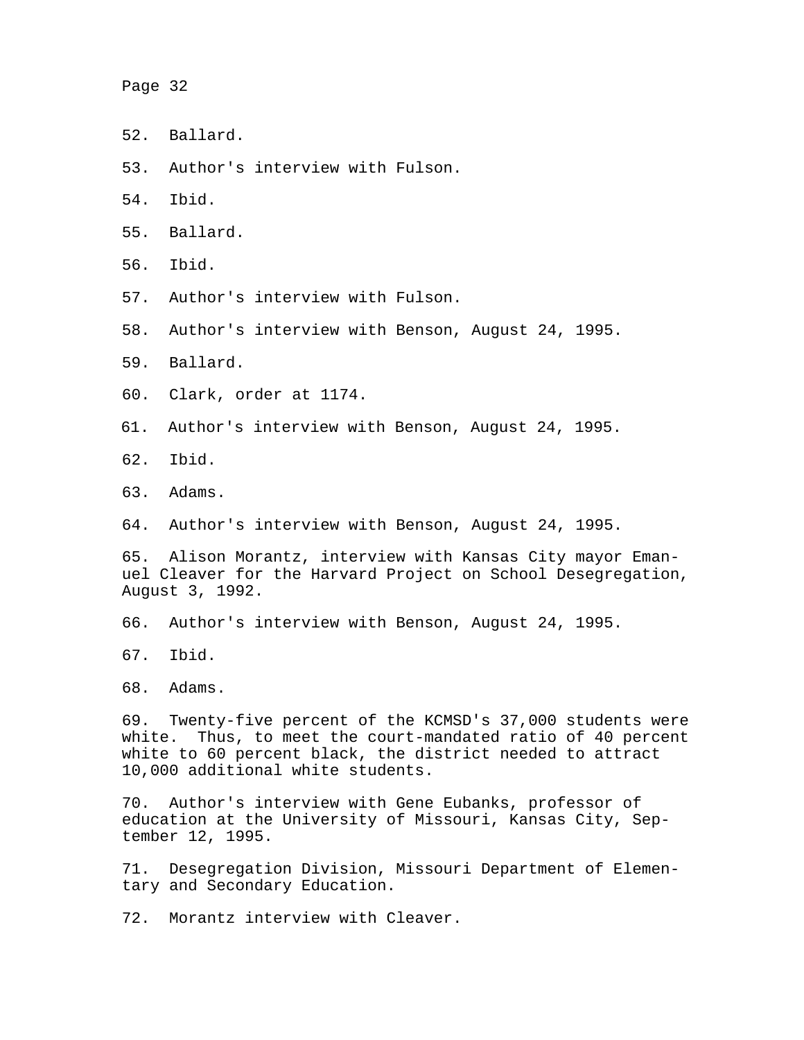52. Ballard.

53. Author's interview with Fulson.

54. Ibid.

55. Ballard.

56. Ibid.

57. Author's interview with Fulson.

58. Author's interview with Benson, August 24, 1995.

59. Ballard.

60. Clark, order at 1174.

61. Author's interview with Benson, August 24, 1995.

62. Ibid.

63. Adams.

64. Author's interview with Benson, August 24, 1995.

65. Alison Morantz, interview with Kansas City mayor Emanuel Cleaver for the Harvard Project on School Desegregation, August 3, 1992.

66. Author's interview with Benson, August 24, 1995.

67. Ibid.

68. Adams.

69. Twenty-five percent of the KCMSD's 37,000 students were white. Thus, to meet the court-mandated ratio of 40 percent white to 60 percent black, the district needed to attract 10,000 additional white students.

70. Author's interview with Gene Eubanks, professor of education at the University of Missouri, Kansas City, September 12, 1995.

71. Desegregation Division, Missouri Department of Elementary and Secondary Education.

72. Morantz interview with Cleaver.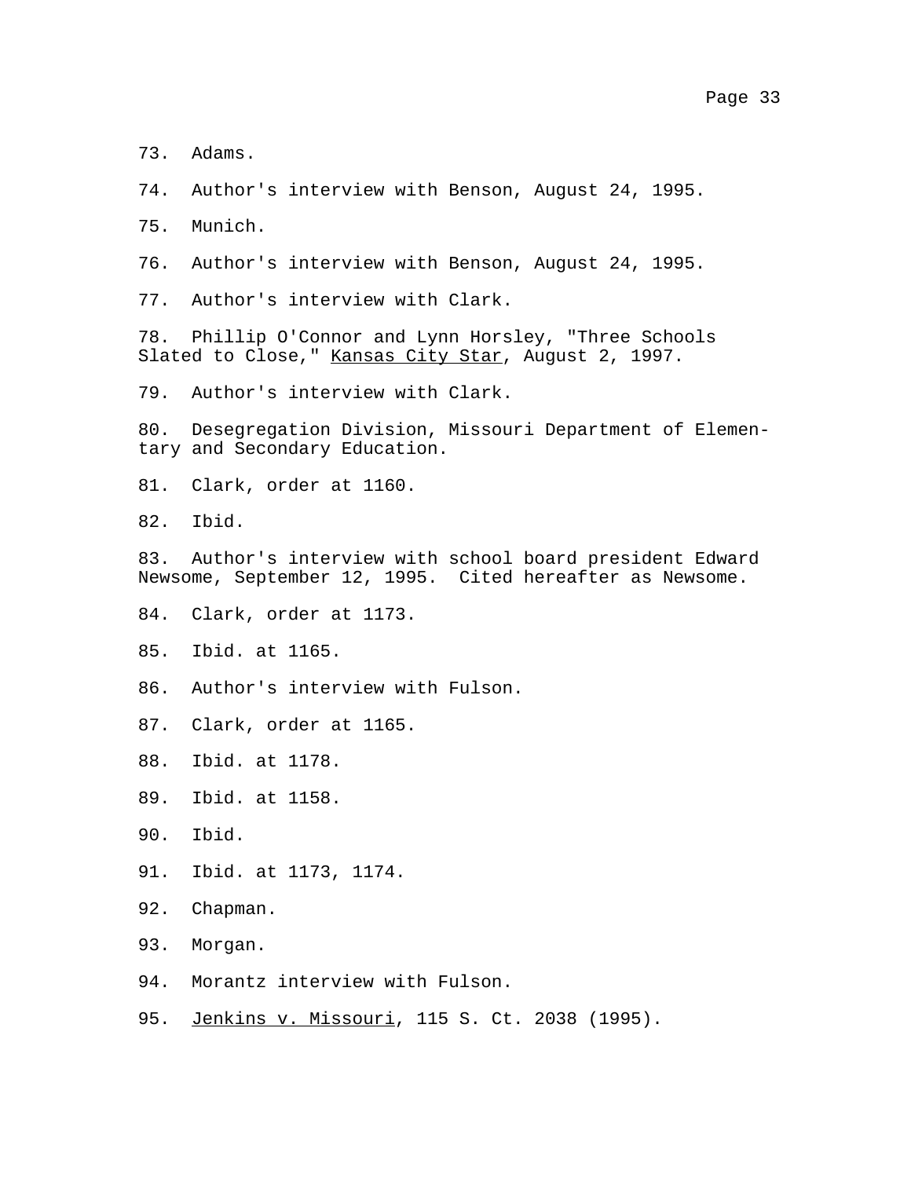73. Adams.

74. Author's interview with Benson, August 24, 1995.

75. Munich.

76. Author's interview with Benson, August 24, 1995.

77. Author's interview with Clark.

78. Phillip O'Connor and Lynn Horsley, "Three Schools Slated to Close," Kansas City Star, August 2, 1997.

79. Author's interview with Clark.

80. Desegregation Division, Missouri Department of Elementary and Secondary Education.

81. Clark, order at 1160.

82. Ibid.

83. Author's interview with school board president Edward Newsome, September 12, 1995. Cited hereafter as Newsome.

84. Clark, order at 1173.

85. Ibid. at 1165.

86. Author's interview with Fulson.

87. Clark, order at 1165.

88. Ibid. at 1178.

89. Ibid. at 1158.

90. Ibid.

91. Ibid. at 1173, 1174.

92. Chapman.

93. Morgan.

94. Morantz interview with Fulson.

95. Jenkins v. Missouri, 115 S. Ct. 2038 (1995).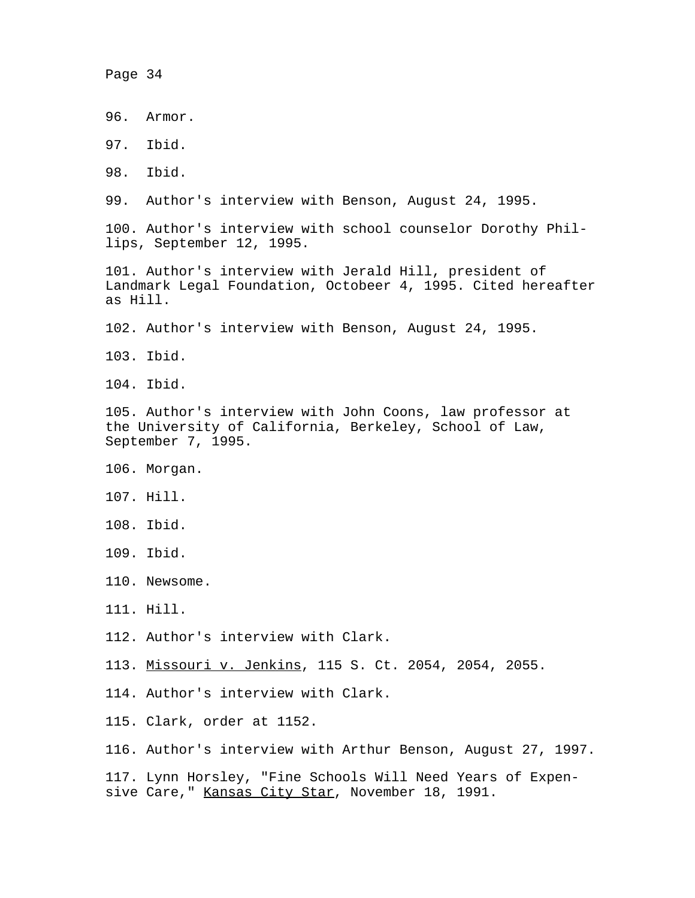96. Armor.

97. Ibid.

98. Ibid.

99. Author's interview with Benson, August 24, 1995.

100. Author's interview with school counselor Dorothy Phillips, September 12, 1995.

101. Author's interview with Jerald Hill, president of Landmark Legal Foundation, Octobeer 4, 1995. Cited hereafter as Hill.

102. Author's interview with Benson, August 24, 1995.

103. Ibid.

104. Ibid.

105. Author's interview with John Coons, law professor at the University of California, Berkeley, School of Law, September 7, 1995.

106. Morgan.

107. Hill.

108. Ibid.

109. Ibid.

110. Newsome.

111. Hill.

112. Author's interview with Clark.

113. _Missouri v. Jenkins_, 115 S. Ct. 2054, 2054, 2055.

114. Author's interview with Clark.

115. Clark, order at 1152.

116. Author's interview with Arthur Benson, August 27, 1997.

117. Lynn Horsley, "Fine Schools Will Need Years of Expensive Care," _Kansas City Star_, November 18, 1991.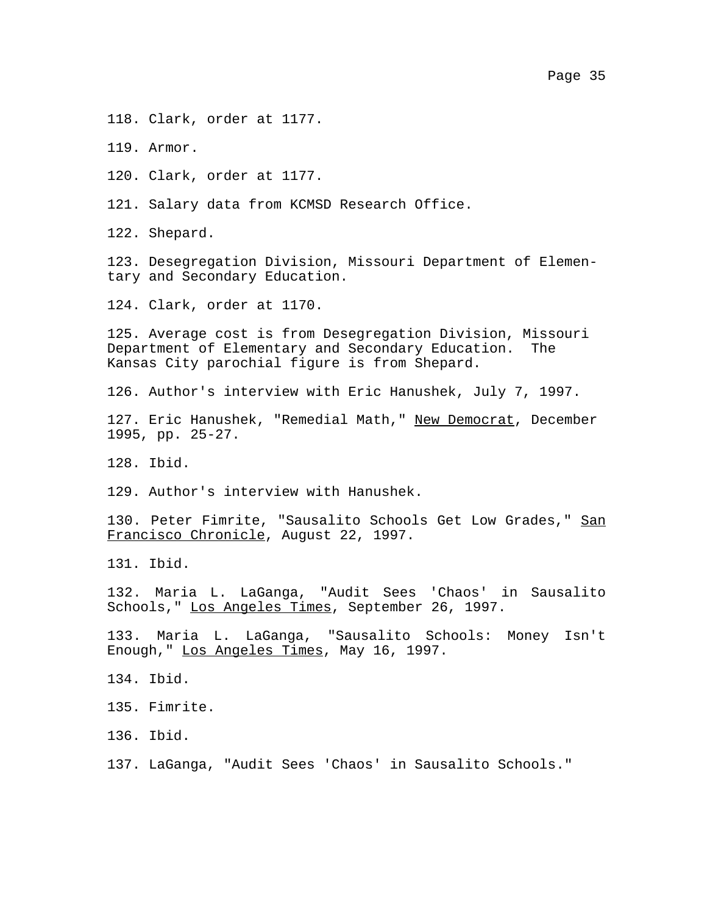118. Clark, order at 1177.

119. Armor.

120. Clark, order at 1177.

121. Salary data from KCMSD Research Office.

122. Shepard.

123. Desegregation Division, Missouri Department of Elementary and Secondary Education.

124. Clark, order at 1170.

125. Average cost is from Desegregation Division, Missouri Department of Elementary and Secondary Education. The Kansas City parochial figure is from Shepard.

126. Author's interview with Eric Hanushek, July 7, 1997.

127. Eric Hanushek, "Remedial Math," New Democrat, December 1995, pp. 25-27.

128. Ibid.

129. Author's interview with Hanushek.

130. Peter Fimrite, "Sausalito Schools Get Low Grades," San Francisco Chronicle, August 22, 1997.

131. Ibid.

132. Maria L. LaGanga, "Audit Sees 'Chaos' in Sausalito Schools," Los Angeles Times, September 26, 1997.

133. Maria L. LaGanga, "Sausalito Schools: Money Isn't Enough," Los Angeles Times, May 16, 1997.

134. Ibid.

135. Fimrite.

136. Ibid.

137. LaGanga, "Audit Sees 'Chaos' in Sausalito Schools."